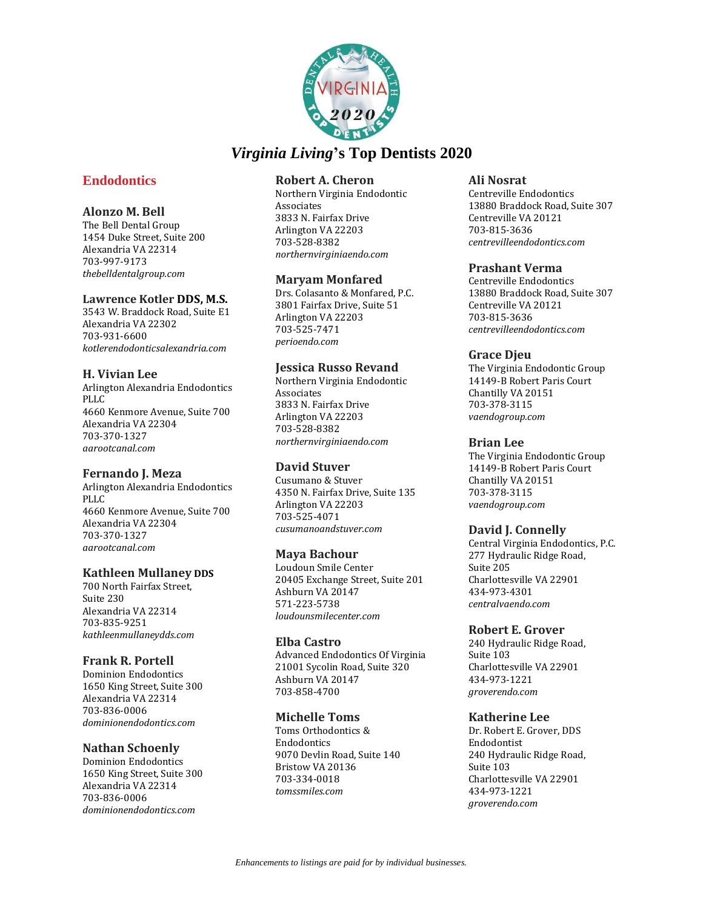# *Virginia Living*'s Top Dentists 2020

## Endodontics

### Alonzo M. Bell
The Bell Dental Group
1454 Duke Street, Suite 200
Alexandria VA 22314
703-997-9173
*thebelldentalgroup.com*

### Lawrence Kotler DDS, M.S.
3543 W. Braddock Road, Suite E1
Alexandria VA 22302
703-931-6600
*kotlerendodonticsalexandria.com*

### H. Vivian Lee
Arlington Alexandria Endodontics PLLC
4660 Kenmore Avenue, Suite 700
Alexandria VA 22304
703-370-1327
*aarootcanal.com*

### Fernando J. Meza
Arlington Alexandria Endodontics PLLC
4660 Kenmore Avenue, Suite 700
Alexandria VA 22304
703-370-1327
*aarootcanal.com*

### Kathleen Mullaney DDS
700 North Fairfax Street, Suite 230
Alexandria VA 22314
703-835-9251
*kathleenmullaneydds.com*

### Frank R. Portell
Dominion Endodontics
1650 King Street, Suite 300
Alexandria VA 22314
703-836-0006
*dominionendodontics.com*

### Nathan Schoenly
Dominion Endodontics
1650 King Street, Suite 300
Alexandria VA 22314
703-836-0006
*dominionendodontics.com*

### Robert A. Cheron
Northern Virginia Endodontic Associates
3833 N. Fairfax Drive
Arlington VA 22203
703-528-8382
*northernvirginiaendo.com*

### Maryam Monfared
Drs. Colasanto & Monfared, P.C.
3801 Fairfax Drive, Suite 51
Arlington VA 22203
703-525-7471
*perioendo.com*

### Jessica Russo Revand
Northern Virginia Endodontic Associates
3833 N. Fairfax Drive
Arlington VA 22203
703-528-8382
*northernvirginiaendo.com*

### David Stuver
Cusumano & Stuver
4350 N. Fairfax Drive, Suite 135
Arlington VA 22203
703-525-4071
*cusumanoandstuver.com*

### Maya Bachour
Loudoun Smile Center
20405 Exchange Street, Suite 201
Ashburn VA 20147
571-223-5738
*loudounsmilecenter.com*

### Elba Castro
Advanced Endodontics Of Virginia
21001 Sycolin Road, Suite 320
Ashburn VA 20147
703-858-4700

### Michelle Toms
Toms Orthodontics & Endodontics
9070 Devlin Road, Suite 140
Bristow VA 20136
703-334-0018
*tomssmiles.com*

### Ali Nosrat
Centreville Endodontics
13880 Braddock Road, Suite 307
Centreville VA 20121
703-815-3636
*centrevilleendodontics.com*

### Prashant Verma
Centreville Endodontics
13880 Braddock Road, Suite 307
Centreville VA 20121
703-815-3636
*centrevilleendodontics.com*

### Grace Djeu
The Virginia Endodontic Group
14149-B Robert Paris Court
Chantilly VA 20151
703-378-3115
*vaendogroup.com*

### Brian Lee
The Virginia Endodontic Group
14149-B Robert Paris Court
Chantilly VA 20151
703-378-3115
*vaendogroup.com*

### David J. Connelly
Central Virginia Endodontics, P.C.
277 Hydraulic Ridge Road, Suite 205
Charlottesville VA 22901
434-973-4301
*centralvaendo.com*

### Robert E. Grover
240 Hydraulic Ridge Road, Suite 103
Charlottesville VA 22901
434-973-1221
*groverendo.com*

### Katherine Lee
Dr. Robert E. Grover, DDS Endodontist
240 Hydraulic Ridge Road, Suite 103
Charlottesville VA 22901
434-973-1221
*groverendo.com*

*Enhancements to listings are paid for by individual businesses.*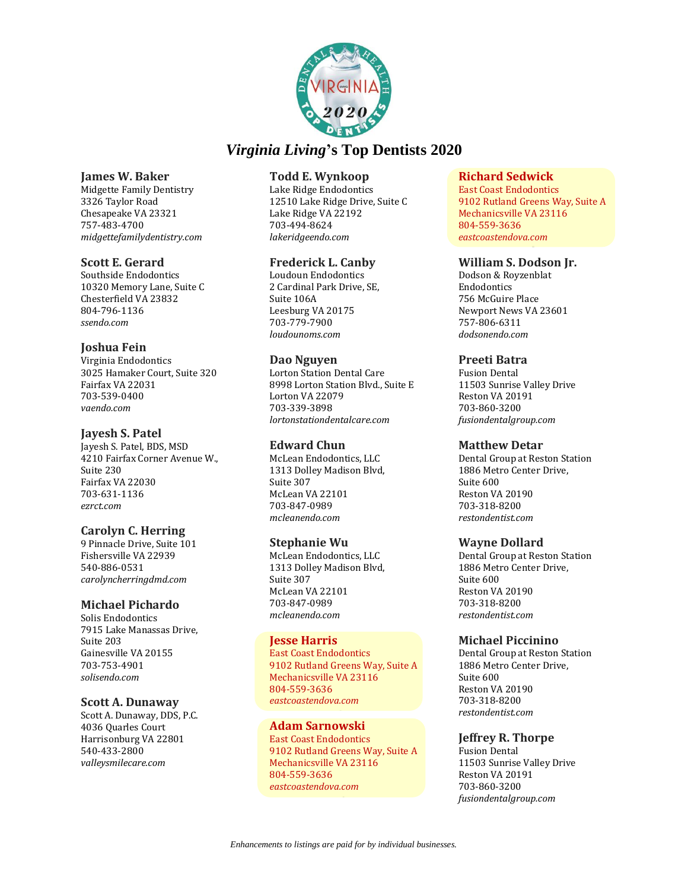# *Virginia Living*'s Top Dentists 2020

### James W. Baker
Midgette Family Dentistry
3326 Taylor Road
Chesapeake VA 23321
757-483-4700
*midgettefamilydentistry.com*

### Scott E. Gerard
Southside Endodontics
10320 Memory Lane, Suite C
Chesterfield VA 23832
804-796-1136
*ssendo.com*

### Joshua Fein
Virginia Endodontics
3025 Hamaker Court, Suite 320
Fairfax VA 22031
703-539-0400
*vaendo.com*

### Jayesh S. Patel
Jayesh S. Patel, BDS, MSD
4210 Fairfax Corner Avenue W., Suite 230
Fairfax VA 22030
703-631-1136
*ezrct.com*

### Carolyn C. Herring
9 Pinnacle Drive, Suite 101
Fishersville VA 22939
540-886-0531
*carolyncherringdmd.com*

### Michael Pichardo
Solis Endodontics
7915 Lake Manassas Drive, Suite 203
Gainesville VA 20155
703-753-4901
*solisendo.com*

### Scott A. Dunaway
Scott A. Dunaway, DDS, P.C.
4036 Quarles Court
Harrisonburg VA 22801
540-433-2800
*valleysmilecare.com*

### Todd E. Wynkoop
Lake Ridge Endodontics
12510 Lake Ridge Drive, Suite C
Lake Ridge VA 22192
703-494-8624
*lakeridgeendo.com*

### Frederick L. Canby
Loudoun Endodontics
2 Cardinal Park Drive, SE, Suite 106A
Leesburg VA 20175
703-779-7900
*loudounoms.com*

### Dao Nguyen
Lorton Station Dental Care
8998 Lorton Station Blvd., Suite E
Lorton VA 22079
703-339-3898
*lortonstationdentalcare.com*

### Edward Chun
McLean Endodontics, LLC
1313 Dolley Madison Blvd, Suite 307
McLean VA 22101
703-847-0989
*mcleanendo.com*

### Stephanie Wu
McLean Endodontics, LLC
1313 Dolley Madison Blvd, Suite 307
McLean VA 22101
703-847-0989
*mcleanendo.com*

### Jesse Harris
East Coast Endodontics
9102 Rutland Greens Way, Suite A
Mechanicsville VA 23116
804-559-3636
*eastcoastendova.com*

### Adam Sarnowski
East Coast Endodontics
9102 Rutland Greens Way, Suite A
Mechanicsville VA 23116
804-559-3636
*eastcoastendova.com*

### Richard Sedwick
East Coast Endodontics
9102 Rutland Greens Way, Suite A
Mechanicsville VA 23116
804-559-3636
*eastcoastendova.com*

### William S. Dodson Jr.
Dodson & Royzenblat Endodontics
756 McGuire Place
Newport News VA 23601
757-806-6311
*dodsonendo.com*

### Preeti Batra
Fusion Dental
11503 Sunrise Valley Drive
Reston VA 20191
703-860-3200
*fusiondentalgroup.com*

### Matthew Detar
Dental Group at Reston Station
1886 Metro Center Drive, Suite 600
Reston VA 20190
703-318-8200
*restondentist.com*

### Wayne Dollard
Dental Group at Reston Station
1886 Metro Center Drive, Suite 600
Reston VA 20190
703-318-8200
*restondentist.com*

### Michael Piccinino
Dental Group at Reston Station
1886 Metro Center Drive, Suite 600
Reston VA 20190
703-318-8200
*restondentist.com*

### Jeffrey R. Thorpe
Fusion Dental
11503 Sunrise Valley Drive
Reston VA 20191
703-860-3200
*fusiondentalgroup.com*

*Enhancements to listings are paid for by individual businesses.*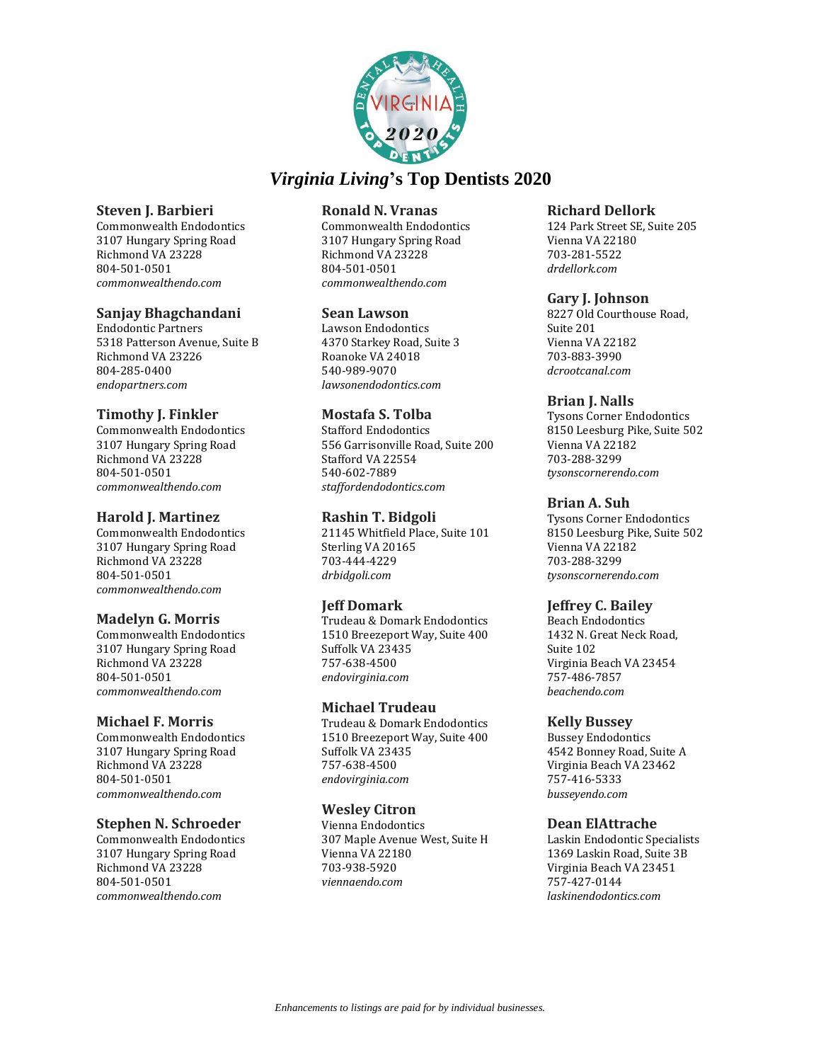# *Virginia Living*'s Top Dentists 2020

**Steven J. Barbieri**
Commonwealth Endodontics
3107 Hungary Spring Road
Richmond VA 23228
804-501-0501
*commonwealthendo.com*

**Sanjay Bhagchandani**
Endodontic Partners
5318 Patterson Avenue, Suite B
Richmond VA 23226
804-285-0400
*endopartners.com*

**Timothy J. Finkler**
Commonwealth Endodontics
3107 Hungary Spring Road
Richmond VA 23228
804-501-0501
*commonwealthendo.com*

**Harold J. Martinez**
Commonwealth Endodontics
3107 Hungary Spring Road
Richmond VA 23228
804-501-0501
*commonwealthendo.com*

**Madelyn G. Morris**
Commonwealth Endodontics
3107 Hungary Spring Road
Richmond VA 23228
804-501-0501
*commonwealthendo.com*

**Michael F. Morris**
Commonwealth Endodontics
3107 Hungary Spring Road
Richmond VA 23228
804-501-0501
*commonwealthendo.com*

**Stephen N. Schroeder**
Commonwealth Endodontics
3107 Hungary Spring Road
Richmond VA 23228
804-501-0501
*commonwealthendo.com*

**Ronald N. Vranas**
Commonwealth Endodontics
3107 Hungary Spring Road
Richmond VA 23228
804-501-0501
*commonwealthendo.com*

**Sean Lawson**
Lawson Endodontics
4370 Starkey Road, Suite 3
Roanoke VA 24018
540-989-9070
*lawsonendodontics.com*

**Mostafa S. Tolba**
Stafford Endodontics
556 Garrisonville Road, Suite 200
Stafford VA 22554
540-602-7889
*staffordendodontics.com*

**Rashin T. Bidgoli**
21145 Whitfield Place, Suite 101
Sterling VA 20165
703-444-4229
*drbidgoli.com*

**Jeff Domark**
Trudeau & Domark Endodontics
1510 Breezeport Way, Suite 400
Suffolk VA 23435
757-638-4500
*endovirginia.com*

**Michael Trudeau**
Trudeau & Domark Endodontics
1510 Breezeport Way, Suite 400
Suffolk VA 23435
757-638-4500
*endovirginia.com*

**Wesley Citron**
Vienna Endodontics
307 Maple Avenue West, Suite H
Vienna VA 22180
703-938-5920
*viennaendo.com*

**Richard Dellork**
124 Park Street SE, Suite 205
Vienna VA 22180
703-281-5522
*drdellork.com*

**Gary J. Johnson**
8227 Old Courthouse Road, Suite 201
Vienna VA 22182
703-883-3990
*dcrootcanal.com*

**Brian J. Nalls**
Tysons Corner Endodontics
8150 Leesburg Pike, Suite 502
Vienna VA 22182
703-288-3299
*tysonscornerendo.com*

**Brian A. Suh**
Tysons Corner Endodontics
8150 Leesburg Pike, Suite 502
Vienna VA 22182
703-288-3299
*tysonscornerendo.com*

**Jeffrey C. Bailey**
Beach Endodontics
1432 N. Great Neck Road, Suite 102
Virginia Beach VA 23454
757-486-7857
*beachendo.com*

**Kelly Bussey**
Bussey Endodontics
4542 Bonney Road, Suite A
Virginia Beach VA 23462
757-416-5333
*busseyendo.com*

**Dean ElAttrache**
Laskin Endodontic Specialists
1369 Laskin Road, Suite 3B
Virginia Beach VA 23451
757-427-0144
*laskinendodontics.com*

*Enhancements to listings are paid for by individual businesses.*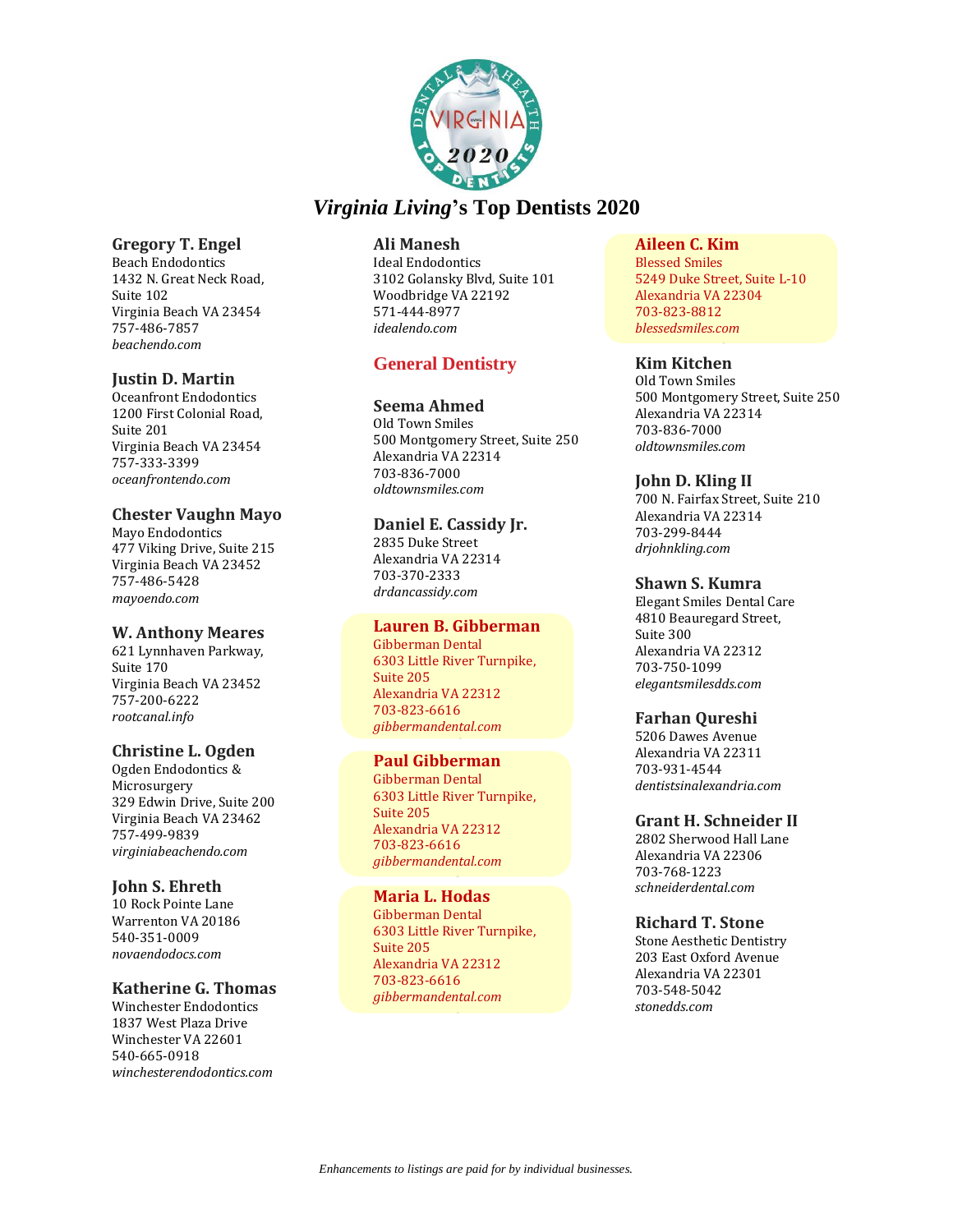# *Virginia Living*'s Top Dentists 2020

**Gregory T. Engel**
Beach Endodontics
1432 N. Great Neck Road, Suite 102
Virginia Beach VA 23454
757-486-7857
*beachendo.com*

**Justin D. Martin**
Oceanfront Endodontics
1200 First Colonial Road, Suite 201
Virginia Beach VA 23454
757-333-3399
*oceanfrontendo.com*

**Chester Vaughn Mayo**
Mayo Endodontics
477 Viking Drive, Suite 215
Virginia Beach VA 23452
757-486-5428
*mayoendo.com*

**W. Anthony Meares**
621 Lynnhaven Parkway, Suite 170
Virginia Beach VA 23452
757-200-6222
*rootcanal.info*

**Christine L. Ogden**
Ogden Endodontics & Microsurgery
329 Edwin Drive, Suite 200
Virginia Beach VA 23462
757-499-9839
*virginiabeachendo.com*

**John S. Ehreth**
10 Rock Pointe Lane
Warrenton VA 20186
540-351-0009
*novaendodocs.com*

**Katherine G. Thomas**
Winchester Endodontics
1837 West Plaza Drive
Winchester VA 22601
540-665-0918
*winchesterendodontics.com*

**Ali Manesh**
Ideal Endodontics
3102 Golansky Blvd, Suite 101
Woodbridge VA 22192
571-444-8977
*idealendo.com*

## General Dentistry

**Seema Ahmed**
Old Town Smiles
500 Montgomery Street, Suite 250
Alexandria VA 22314
703-836-7000
*oldtownsmiles.com*

**Daniel E. Cassidy Jr.**
2835 Duke Street
Alexandria VA 22314
703-370-2333
*drdancassidy.com*

**Lauren B. Gibberman**
Gibberman Dental
6303 Little River Turnpike, Suite 205
Alexandria VA 22312
703-823-6616
*gibbermandental.com*

**Paul Gibberman**
Gibberman Dental
6303 Little River Turnpike, Suite 205
Alexandria VA 22312
703-823-6616
*gibbermandental.com*

**Maria L. Hodas**
Gibberman Dental
6303 Little River Turnpike, Suite 205
Alexandria VA 22312
703-823-6616
*gibbermandental.com*

**Aileen C. Kim**
Blessed Smiles
5249 Duke Street, Suite L-10
Alexandria VA 22304
703-823-8812
*blessedsmiles.com*

**Kim Kitchen**
Old Town Smiles
500 Montgomery Street, Suite 250
Alexandria VA 22314
703-836-7000
*oldtownsmiles.com*

**John D. Kling II**
700 N. Fairfax Street, Suite 210
Alexandria VA 22314
703-299-8444
*drjohnkling.com*

**Shawn S. Kumra**
Elegant Smiles Dental Care
4810 Beauregard Street, Suite 300
Alexandria VA 22312
703-750-1099
*elegantsmilesdds.com*

**Farhan Qureshi**
5206 Dawes Avenue
Alexandria VA 22311
703-931-4544
*dentistsinalexandria.com*

**Grant H. Schneider II**
2802 Sherwood Hall Lane
Alexandria VA 22306
703-768-1223
*schneiderdental.com*

**Richard T. Stone**
Stone Aesthetic Dentistry
203 East Oxford Avenue
Alexandria VA 22301
703-548-5042
*stonedds.com*

*Enhancements to listings are paid for by individual businesses.*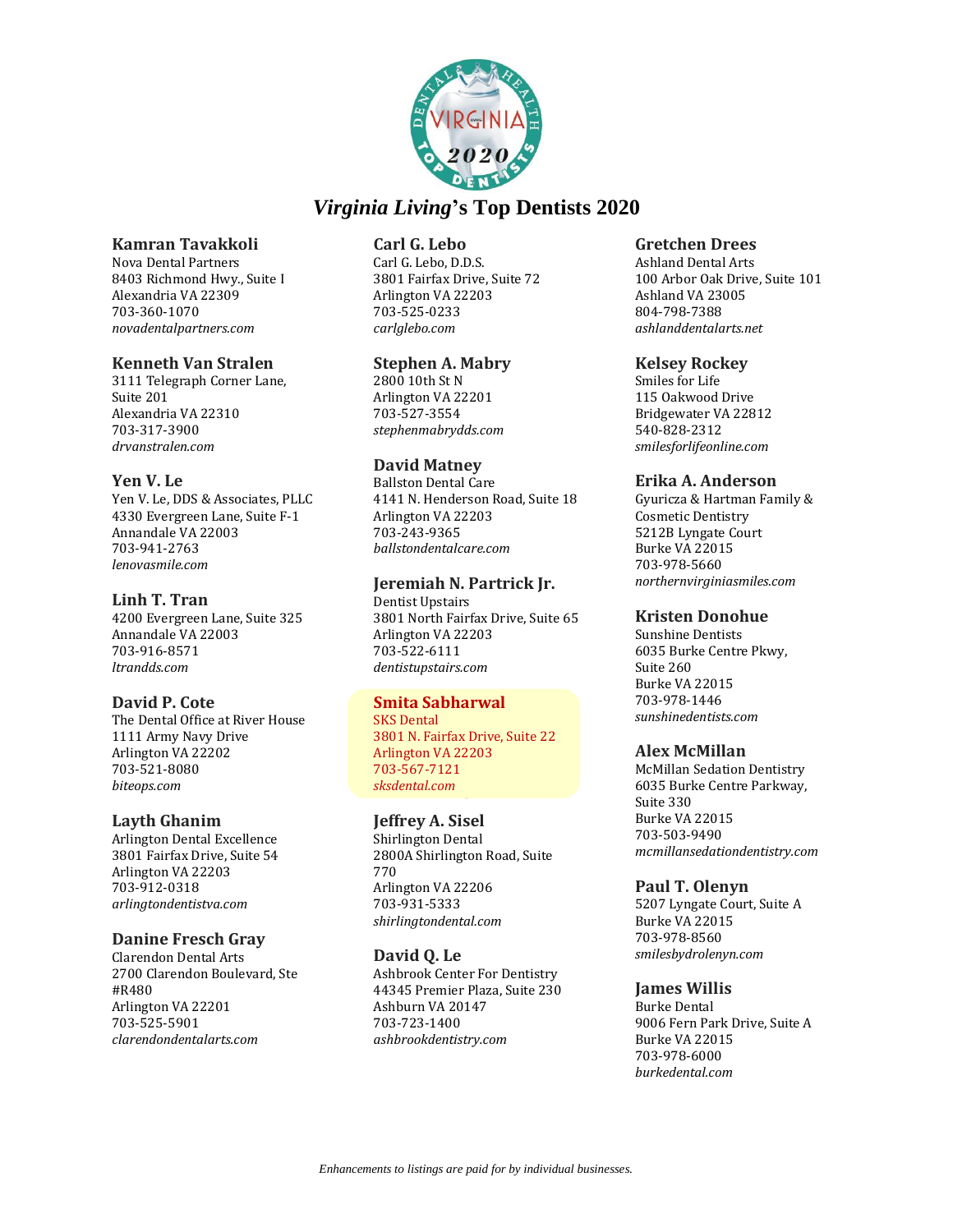# *Virginia Living*'s Top Dentists 2020

### Kamran Tavakkoli
Nova Dental Partners
8403 Richmond Hwy., Suite I
Alexandria VA 22309
703-360-1070
*novadentalpartners.com*

### Kenneth Van Stralen
3111 Telegraph Corner Lane, Suite 201
Alexandria VA 22310
703-317-3900
*drvanstralen.com*

### Yen V. Le
Yen V. Le, DDS & Associates, PLLC
4330 Evergreen Lane, Suite F-1
Annandale VA 22003
703-941-2763
*lenovasmile.com*

### Linh T. Tran
4200 Evergreen Lane, Suite 325
Annandale VA 22003
703-916-8571
*ltrandds.com*

### David P. Cote
The Dental Office at River House
1111 Army Navy Drive
Arlington VA 22202
703-521-8080
*biteops.com*

### Layth Ghanim
Arlington Dental Excellence
3801 Fairfax Drive, Suite 54
Arlington VA 22203
703-912-0318
*arlingtondentistva.com*

### Danine Fresch Gray
Clarendon Dental Arts
2700 Clarendon Boulevard, Ste #R480
Arlington VA 22201
703-525-5901
*clarendondentalarts.com*

### Carl G. Lebo
Carl G. Lebo, D.D.S.
3801 Fairfax Drive, Suite 72
Arlington VA 22203
703-525-0233
*carlglebo.com*

### Stephen A. Mabry
2800 10th St N
Arlington VA 22201
703-527-3554
*stephenmabrydds.com*

### David Matney
Ballston Dental Care
4141 N. Henderson Road, Suite 18
Arlington VA 22203
703-243-9365
*ballstondentalcare.com*

### Jeremiah N. Partrick Jr.
Dentist Upstairs
3801 North Fairfax Drive, Suite 65
Arlington VA 22203
703-522-6111
*dentistupstairs.com*

### Smita Sabharwal
SKS Dental
3801 N. Fairfax Drive, Suite 22
Arlington VA 22203
703-567-7121
*sksdental.com*

### Jeffrey A. Sisel
Shirlington Dental
2800A Shirlington Road, Suite 770
Arlington VA 22206
703-931-5333
*shirlingtondental.com*

### David Q. Le
Ashbrook Center For Dentistry
44345 Premier Plaza, Suite 230
Ashburn VA 20147
703-723-1400
*ashbrookdentistry.com*

### Gretchen Drees
Ashland Dental Arts
100 Arbor Oak Drive, Suite 101
Ashland VA 23005
804-798-7388
*ashlanddentalarts.net*

### Kelsey Rockey
Smiles for Life
115 Oakwood Drive
Bridgewater VA 22812
540-828-2312
*smilesforlifeonline.com*

### Erika A. Anderson
Gyuricza & Hartman Family & Cosmetic Dentistry
5212B Lyngate Court
Burke VA 22015
703-978-5660
*northernvirginiasmiles.com*

### Kristen Donohue
Sunshine Dentists
6035 Burke Centre Pkwy, Suite 260
Burke VA 22015
703-978-1446
*sunshinedentists.com*

### Alex McMillan
McMillan Sedation Dentistry
6035 Burke Centre Parkway, Suite 330
Burke VA 22015
703-503-9490
*mcmillansedationdentistry.com*

### Paul T. Olenyn
5207 Lyngate Court, Suite A
Burke VA 22015
703-978-8560
*smilesbydrolenyn.com*

### James Willis
Burke Dental
9006 Fern Park Drive, Suite A
Burke VA 22015
703-978-6000
*burkedental.com*

*Enhancements to listings are paid for by individual businesses.*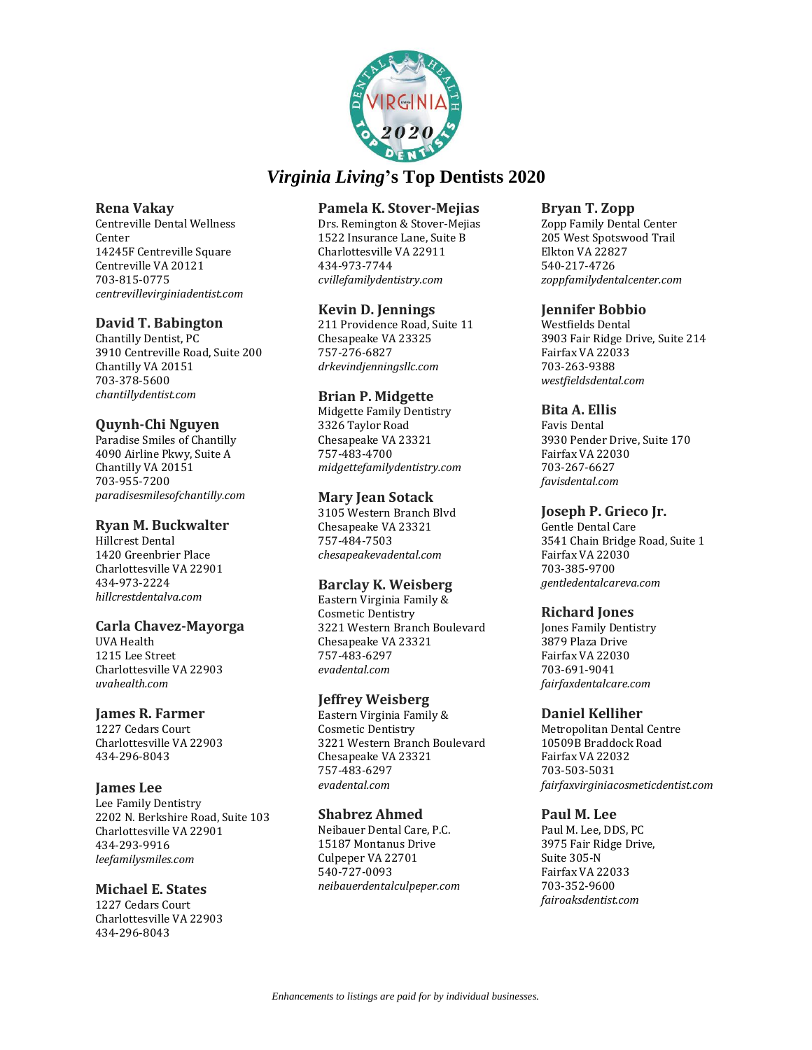# *Virginia Living*'s Top Dentists 2020

**Rena Vakay**
Centreville Dental Wellness Center
14245F Centreville Square
Centreville VA 20121
703-815-0775
*centrevillevirginiadentist.com*

**David T. Babington**
Chantilly Dentist, PC
3910 Centreville Road, Suite 200
Chantilly VA 20151
703-378-5600
*chantillydentist.com*

**Quynh-Chi Nguyen**
Paradise Smiles of Chantilly
4090 Airline Pkwy, Suite A
Chantilly VA 20151
703-955-7200
*paradisesmilesofchantilly.com*

**Ryan M. Buckwalter**
Hillcrest Dental
1420 Greenbrier Place
Charlottesville VA 22901
434-973-2224
*hillcrestdentalva.com*

**Carla Chavez-Mayorga**
UVA Health
1215 Lee Street
Charlottesville VA 22903
*uvahealth.com*

**James R. Farmer**
1227 Cedars Court
Charlottesville VA 22903
434-296-8043

**James Lee**
Lee Family Dentistry
2202 N. Berkshire Road, Suite 103
Charlottesville VA 22901
434-293-9916
*leefamilysmiles.com*

**Michael E. States**
1227 Cedars Court
Charlottesville VA 22903
434-296-8043

**Pamela K. Stover-Mejias**
Drs. Remington & Stover-Mejias
1522 Insurance Lane, Suite B
Charlottesville VA 22911
434-973-7744
*cvillefamilydentistry.com*

**Kevin D. Jennings**
211 Providence Road, Suite 11
Chesapeake VA 23325
757-276-6827
*drkevindjenningsllc.com*

**Brian P. Midgette**
Midgette Family Dentistry
3326 Taylor Road
Chesapeake VA 23321
757-483-4700
*midgettefamilydentistry.com*

**Mary Jean Sotack**
3105 Western Branch Blvd
Chesapeake VA 23321
757-484-7503
*chesapeakevadental.com*

**Barclay K. Weisberg**
Eastern Virginia Family & Cosmetic Dentistry
3221 Western Branch Boulevard
Chesapeake VA 23321
757-483-6297
*evadental.com*

**Jeffrey Weisberg**
Eastern Virginia Family & Cosmetic Dentistry
3221 Western Branch Boulevard
Chesapeake VA 23321
757-483-6297
*evadental.com*

**Shabrez Ahmed**
Neibauer Dental Care, P.C.
15187 Montanus Drive
Culpeper VA 22701
540-727-0093
*neibauerdentalculpeper.com*

**Bryan T. Zopp**
Zopp Family Dental Center
205 West Spotswood Trail
Elkton VA 22827
540-217-4726
*zoppfamilydentalcenter.com*

**Jennifer Bobbio**
Westfields Dental
3903 Fair Ridge Drive, Suite 214
Fairfax VA 22033
703-263-9388
*westfieldsdental.com*

**Bita A. Ellis**
Favis Dental
3930 Pender Drive, Suite 170
Fairfax VA 22030
703-267-6627
*favisdental.com*

**Joseph P. Grieco Jr.**
Gentle Dental Care
3541 Chain Bridge Road, Suite 1
Fairfax VA 22030
703-385-9700
*gentledentalcareva.com*

**Richard Jones**
Jones Family Dentistry
3879 Plaza Drive
Fairfax VA 22030
703-691-9041
*fairfaxdentalcare.com*

**Daniel Kelliher**
Metropolitan Dental Centre
10509B Braddock Road
Fairfax VA 22032
703-503-5031
*fairfaxvirginiacosmeticdentist.com*

**Paul M. Lee**
Paul M. Lee, DDS, PC
3975 Fair Ridge Drive, Suite 305-N
Fairfax VA 22033
703-352-9600
*fairoaksdentist.com*

*Enhancements to listings are paid for by individual businesses.*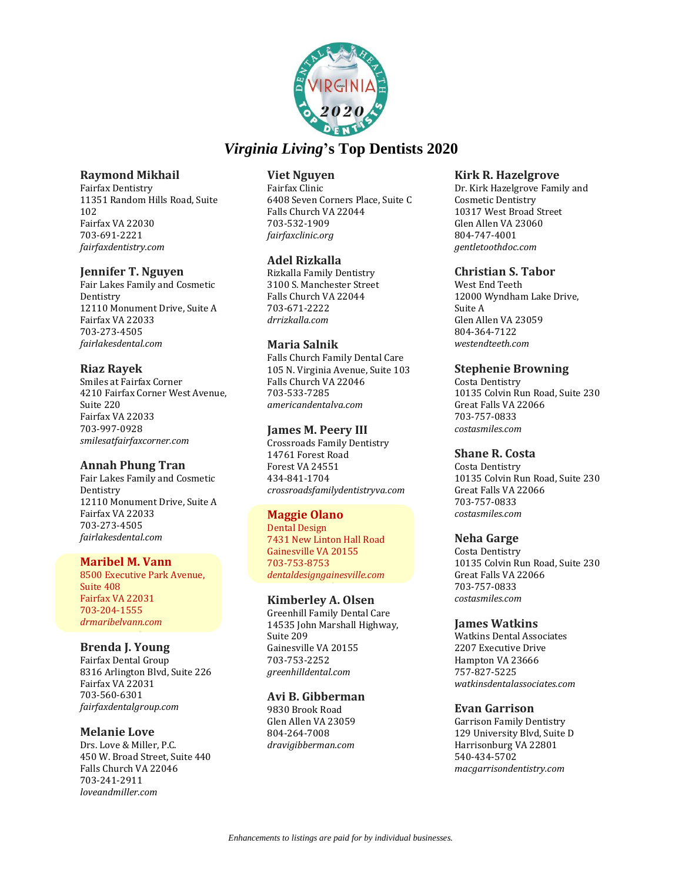# *Virginia Living*'s Top Dentists 2020

### Raymond Mikhail
Fairfax Dentistry
11351 Random Hills Road, Suite 102
Fairfax VA 22030
703-691-2221
*fairfaxdentistry.com*

### Jennifer T. Nguyen
Fair Lakes Family and Cosmetic Dentistry
12110 Monument Drive, Suite A
Fairfax VA 22033
703-273-4505
*fairlakesdental.com*

### Riaz Rayek
Smiles at Fairfax Corner
4210 Fairfax Corner West Avenue, Suite 220
Fairfax VA 22033
703-997-0928
*smilesatfairfaxcorner.com*

### Annah Phung Tran
Fair Lakes Family and Cosmetic Dentistry
12110 Monument Drive, Suite A
Fairfax VA 22033
703-273-4505
*fairlakesdental.com*

### Maribel M. Vann
8500 Executive Park Avenue, Suite 408
Fairfax VA 22031
703-204-1555
*drmaribelvann.com*

### Brenda J. Young
Fairfax Dental Group
8316 Arlington Blvd, Suite 226
Fairfax VA 22031
703-560-6301
*fairfaxdentalgroup.com*

### Melanie Love
Drs. Love & Miller, P.C.
450 W. Broad Street, Suite 440
Falls Church VA 22046
703-241-2911
*loveandmiller.com*

### Viet Nguyen
Fairfax Clinic
6408 Seven Corners Place, Suite C
Falls Church VA 22044
703-532-1909
*fairfaxclinic.org*

### Adel Rizkalla
Rizkalla Family Dentistry
3100 S. Manchester Street
Falls Church VA 22044
703-671-2222
*drrizkalla.com*

### Maria Salnik
Falls Church Family Dental Care
105 N. Virginia Avenue, Suite 103
Falls Church VA 22046
703-533-7285
*americandentalva.com*

### James M. Peery III
Crossroads Family Dentistry
14761 Forest Road
Forest VA 24551
434-841-1704
*crossroadsfamilydentistryva.com*

### Maggie Olano
Dental Design
7431 New Linton Hall Road
Gainesville VA 20155
703-753-8753
*dentaldesigngainesville.com*

### Kimberley A. Olsen
Greenhill Family Dental Care
14535 John Marshall Highway, Suite 209
Gainesville VA 20155
703-753-2252
*greenhilldental.com*

### Avi B. Gibberman
9830 Brook Road
Glen Allen VA 23059
804-264-7008
*dravigibberman.com*

### Kirk R. Hazelgrove
Dr. Kirk Hazelgrove Family and Cosmetic Dentistry
10317 West Broad Street
Glen Allen VA 23060
804-747-4001
*gentletoothdoc.com*

### Christian S. Tabor
West End Teeth
12000 Wyndham Lake Drive, Suite A
Glen Allen VA 23059
804-364-7122
*westendteeth.com*

### Stephenie Browning
Costa Dentistry
10135 Colvin Run Road, Suite 230
Great Falls VA 22066
703-757-0833
*costasmiles.com*

### Shane R. Costa
Costa Dentistry
10135 Colvin Run Road, Suite 230
Great Falls VA 22066
703-757-0833
*costasmiles.com*

### Neha Garge
Costa Dentistry
10135 Colvin Run Road, Suite 230
Great Falls VA 22066
703-757-0833
*costasmiles.com*

### James Watkins
Watkins Dental Associates
2207 Executive Drive
Hampton VA 23666
757-827-5225
*watkinsdentalassociates.com*

### Evan Garrison
Garrison Family Dentistry
129 University Blvd, Suite D
Harrisonburg VA 22801
540-434-5702
*macgarrisondentistry.com*

*Enhancements to listings are paid for by individual businesses.*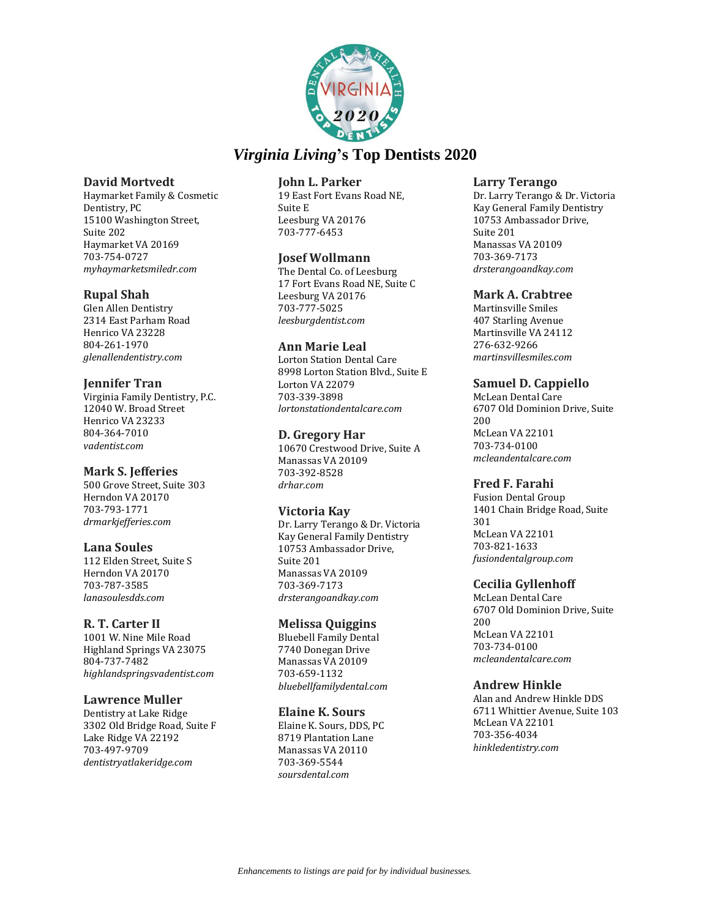# *Virginia Living*'s Top Dentists 2020

### David Mortvedt
Haymarket Family & Cosmetic Dentistry, PC
15100 Washington Street, Suite 202
Haymarket VA 20169
703-754-0727
*myhaymarketsmiledr.com*

### Rupal Shah
Glen Allen Dentistry
2314 East Parham Road
Henrico VA 23228
804-261-1970
*glenallendentistry.com*

### Jennifer Tran
Virginia Family Dentistry, P.C.
12040 W. Broad Street
Henrico VA 23233
804-364-7010
*vadentist.com*

### Mark S. Jefferies
500 Grove Street, Suite 303
Herndon VA 20170
703-793-1771
*drmarkjefferies.com*

### Lana Soules
112 Elden Street, Suite S
Herndon VA 20170
703-787-3585
*lanasoulesdds.com*

### R. T. Carter II
1001 W. Nine Mile Road
Highland Springs VA 23075
804-737-7482
*highlandspringsvadentist.com*

### Lawrence Muller
Dentistry at Lake Ridge
3302 Old Bridge Road, Suite F
Lake Ridge VA 22192
703-497-9709
*dentistryatlakeridge.com*

### John L. Parker
19 East Fort Evans Road NE, Suite E
Leesburg VA 20176
703-777-6453

### Josef Wollmann
The Dental Co. of Leesburg
17 Fort Evans Road NE, Suite C
Leesburg VA 20176
703-777-5025
*leesburgdentist.com*

### Ann Marie Leal
Lorton Station Dental Care
8998 Lorton Station Blvd., Suite E
Lorton VA 22079
703-339-3898
*lortonstationdentalcare.com*

### D. Gregory Har
10670 Crestwood Drive, Suite A
Manassas VA 20109
703-392-8528
*drhar.com*

### Victoria Kay
Dr. Larry Terango & Dr. Victoria Kay General Family Dentistry
10753 Ambassador Drive, Suite 201
Manassas VA 20109
703-369-7173
*drsterangoandkay.com*

### Melissa Quiggins
Bluebell Family Dental
7740 Donegan Drive
Manassas VA 20109
703-659-1132
*bluebellfamilydental.com*

### Elaine K. Sours
Elaine K. Sours, DDS, PC
8719 Plantation Lane
Manassas VA 20110
703-369-5544
*soursdental.com*

### Larry Terango
Dr. Larry Terango & Dr. Victoria Kay General Family Dentistry
10753 Ambassador Drive, Suite 201
Manassas VA 20109
703-369-7173
*drsterangoandkay.com*

### Mark A. Crabtree
Martinsville Smiles
407 Starling Avenue
Martinsville VA 24112
276-632-9266
*martinsvillesmiles.com*

### Samuel D. Cappiello
McLean Dental Care
6707 Old Dominion Drive, Suite 200
McLean VA 22101
703-734-0100
*mcleandentalcare.com*

### Fred F. Farahi
Fusion Dental Group
1401 Chain Bridge Road, Suite 301
McLean VA 22101
703-821-1633
*fusiondentalgroup.com*

### Cecilia Gyllenhoff
McLean Dental Care
6707 Old Dominion Drive, Suite 200
McLean VA 22101
703-734-0100
*mcleandentalcare.com*

### Andrew Hinkle
Alan and Andrew Hinkle DDS
6711 Whittier Avenue, Suite 103
McLean VA 22101
703-356-4034
*hinkledentistry.com*

*Enhancements to listings are paid for by individual businesses.*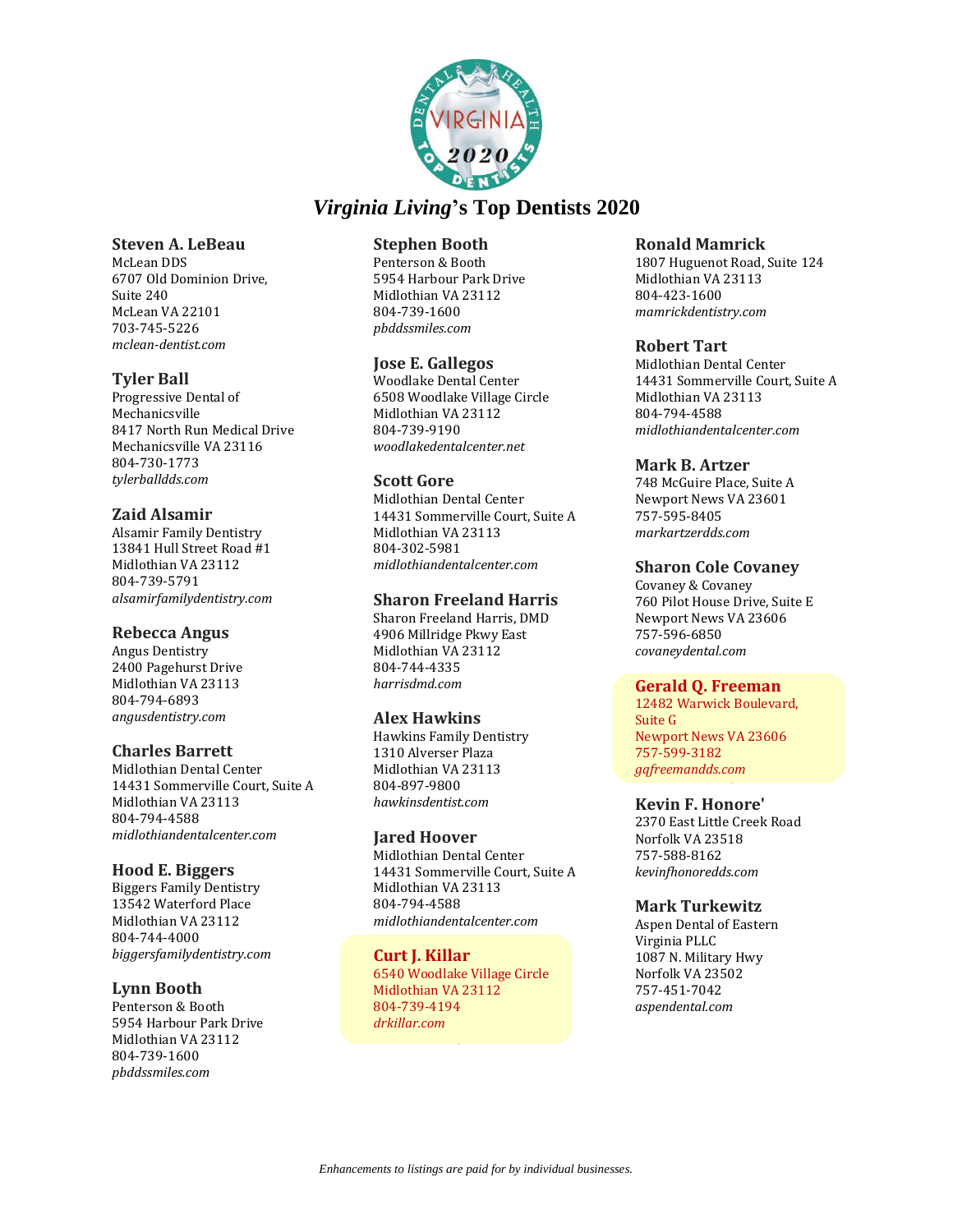# *Virginia Living*'s Top Dentists 2020

### Steven A. LeBeau
McLean DDS
6707 Old Dominion Drive,
Suite 240
McLean VA 22101
703-745-5226
*mclean-dentist.com*

### Tyler Ball
Progressive Dental of
Mechanicsville
8417 North Run Medical Drive
Mechanicsville VA 23116
804-730-1773
*tylerballdds.com*

### Zaid Alsamir
Alsamir Family Dentistry
13841 Hull Street Road #1
Midlothian VA 23112
804-739-5791
*alsamirfamilydentistry.com*

### Rebecca Angus
Angus Dentistry
2400 Pagehurst Drive
Midlothian VA 23113
804-794-6893
*angusdentistry.com*

### Charles Barrett
Midlothian Dental Center
14431 Sommerville Court, Suite A
Midlothian VA 23113
804-794-4588
*midlothiandentalcenter.com*

### Hood E. Biggers
Biggers Family Dentistry
13542 Waterford Place
Midlothian VA 23112
804-744-4000
*biggersfamilydentistry.com*

### Lynn Booth
Penterson & Booth
5954 Harbour Park Drive
Midlothian VA 23112
804-739-1600
*pbddssmiles.com*

### Stephen Booth
Penterson & Booth
5954 Harbour Park Drive
Midlothian VA 23112
804-739-1600
*pbddssmiles.com*

### Jose E. Gallegos
Woodlake Dental Center
6508 Woodlake Village Circle
Midlothian VA 23112
804-739-9190
*woodlakedentalcenter.net*

### Scott Gore
Midlothian Dental Center
14431 Sommerville Court, Suite A
Midlothian VA 23113
804-302-5981
*midlothiandentalcenter.com*

### Sharon Freeland Harris
Sharon Freeland Harris, DMD
4906 Millridge Pkwy East
Midlothian VA 23112
804-744-4335
*harrisdmd.com*

### Alex Hawkins
Hawkins Family Dentistry
1310 Alverser Plaza
Midlothian VA 23113
804-897-9800
*hawkinsdentist.com*

### Jared Hoover
Midlothian Dental Center
14431 Sommerville Court, Suite A
Midlothian VA 23113
804-794-4588
*midlothiandentalcenter.com*

### Curt J. Killar
6540 Woodlake Village Circle
Midlothian VA 23112
804-739-4194
*drkillar.com*

### Ronald Mamrick
1807 Huguenot Road, Suite 124
Midlothian VA 23113
804-423-1600
*mamrickdentistry.com*

### Robert Tart
Midlothian Dental Center
14431 Sommerville Court, Suite A
Midlothian VA 23113
804-794-4588
*midlothiandentalcenter.com*

### Mark B. Artzer
748 McGuire Place, Suite A
Newport News VA 23601
757-595-8405
*markartzerdds.com*

### Sharon Cole Covaney
Covaney & Covaney
760 Pilot House Drive, Suite E
Newport News VA 23606
757-596-6850
*covaneydental.com*

### Gerald Q. Freeman
12482 Warwick Boulevard,
Suite G
Newport News VA 23606
757-599-3182
*gqfreemandds.com*

### Kevin F. Honore'
2370 East Little Creek Road
Norfolk VA 23518
757-588-8162
*kevinfhonoredds.com*

### Mark Turkewitz
Aspen Dental of Eastern
Virginia PLLC
1087 N. Military Hwy
Norfolk VA 23502
757-451-7042
*aspendental.com*

*Enhancements to listings are paid for by individual businesses.*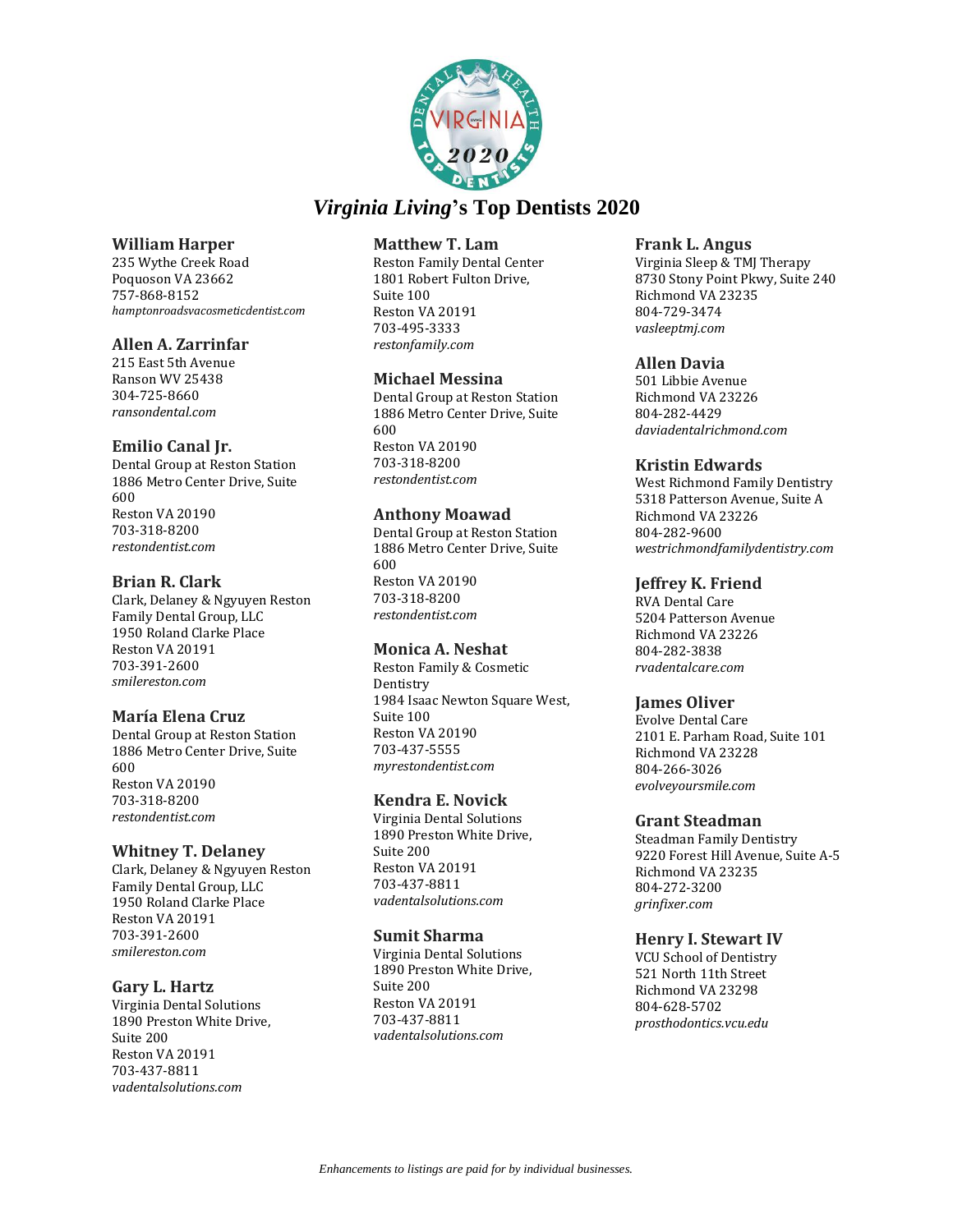# *Virginia Living*'s Top Dentists 2020

**William Harper**
235 Wythe Creek Road
Poquoson VA 23662
757-868-8152
*hamptonroadsvacosmeticdentist.com*

**Allen A. Zarrinfar**
215 East 5th Avenue
Ranson WV 25438
304-725-8660
*ransondental.com*

**Emilio Canal Jr.**
Dental Group at Reston Station
1886 Metro Center Drive, Suite 600
Reston VA 20190
703-318-8200
*restondentist.com*

**Brian R. Clark**
Clark, Delaney & Ngyuyen Reston Family Dental Group, LLC
1950 Roland Clarke Place
Reston VA 20191
703-391-2600
*smilereston.com*

**María Elena Cruz**
Dental Group at Reston Station
1886 Metro Center Drive, Suite 600
Reston VA 20190
703-318-8200
*restondentist.com*

**Whitney T. Delaney**
Clark, Delaney & Ngyuyen Reston Family Dental Group, LLC
1950 Roland Clarke Place
Reston VA 20191
703-391-2600
*smilereston.com*

**Gary L. Hartz**
Virginia Dental Solutions
1890 Preston White Drive, Suite 200
Reston VA 20191
703-437-8811
*vadentalsolutions.com*

**Matthew T. Lam**
Reston Family Dental Center
1801 Robert Fulton Drive, Suite 100
Reston VA 20191
703-495-3333
*restonfamily.com*

**Michael Messina**
Dental Group at Reston Station
1886 Metro Center Drive, Suite 600
Reston VA 20190
703-318-8200
*restondentist.com*

**Anthony Moawad**
Dental Group at Reston Station
1886 Metro Center Drive, Suite 600
Reston VA 20190
703-318-8200
*restondentist.com*

**Monica A. Neshat**
Reston Family & Cosmetic Dentistry
1984 Isaac Newton Square West, Suite 100
Reston VA 20190
703-437-5555
*myrestondentist.com*

**Kendra E. Novick**
Virginia Dental Solutions
1890 Preston White Drive, Suite 200
Reston VA 20191
703-437-8811
*vadentalsolutions.com*

**Sumit Sharma**
Virginia Dental Solutions
1890 Preston White Drive, Suite 200
Reston VA 20191
703-437-8811
*vadentalsolutions.com*

**Frank L. Angus**
Virginia Sleep & TMJ Therapy
8730 Stony Point Pkwy, Suite 240
Richmond VA 23235
804-729-3474
*vasleeptmj.com*

**Allen Davia**
501 Libbie Avenue
Richmond VA 23226
804-282-4429
*daviadentalrichmond.com*

**Kristin Edwards**
West Richmond Family Dentistry
5318 Patterson Avenue, Suite A
Richmond VA 23226
804-282-9600
*westrichmondfamilydentistry.com*

**Jeffrey K. Friend**
RVA Dental Care
5204 Patterson Avenue
Richmond VA 23226
804-282-3838
*rvadentalcare.com*

**James Oliver**
Evolve Dental Care
2101 E. Parham Road, Suite 101
Richmond VA 23228
804-266-3026
*evolveyoursmile.com*

**Grant Steadman**
Steadman Family Dentistry
9220 Forest Hill Avenue, Suite A-5
Richmond VA 23235
804-272-3200
*grinfixer.com*

**Henry I. Stewart IV**
VCU School of Dentistry
521 North 11th Street
Richmond VA 23298
804-628-5702
*prosthodontics.vcu.edu*

*Enhancements to listings are paid for by individual businesses.*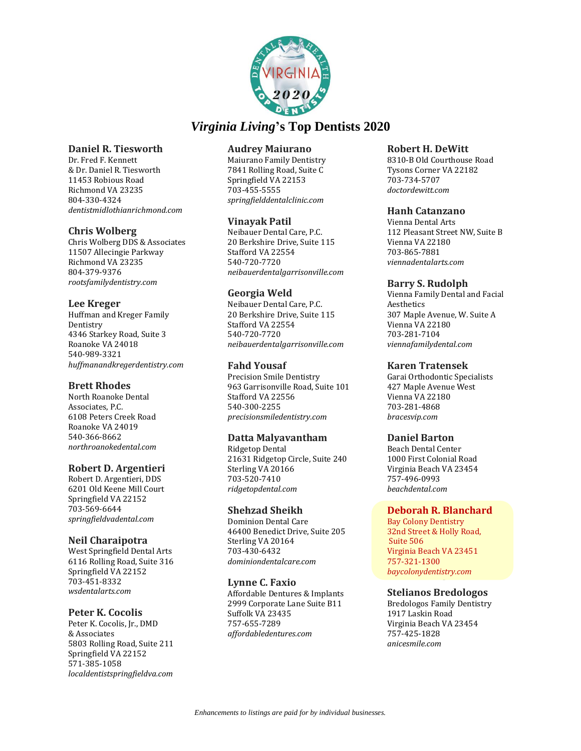# *Virginia Living*'s Top Dentists 2020

### Daniel R. Tiesworth
Dr. Fred F. Kennett
& Dr. Daniel R. Tiesworth
11453 Robious Road
Richmond VA 23235
804-330-4324
*dentistmidlothianrichmond.com*

### Chris Wolberg
Chris Wolberg DDS & Associates
11507 Allecingie Parkway
Richmond VA 23235
804-379-9376
*rootsfamilydentistry.com*

### Lee Kreger
Huffman and Kreger Family Dentistry
4346 Starkey Road, Suite 3
Roanoke VA 24018
540-989-3321
*huffmanandkregerdentistry.com*

### Brett Rhodes
North Roanoke Dental Associates, P.C.
6108 Peters Creek Road
Roanoke VA 24019
540-366-8662
*northroanokedental.com*

### Robert D. Argentieri
Robert D. Argentieri, DDS
6201 Old Keene Mill Court
Springfield VA 22152
703-569-6644
*springfieldvadental.com*

### Neil Charaipotra
West Springfield Dental Arts
6116 Rolling Road, Suite 316
Springfield VA 22152
703-451-8332
*wsdentalarts.com*

### Peter K. Cocolis
Peter K. Cocolis, Jr., DMD
& Associates
5803 Rolling Road, Suite 211
Springfield VA 22152
571-385-1058
*localdentistspringfieldva.com*

### Audrey Maiurano
Maiurano Family Dentistry
7841 Rolling Road, Suite C
Springfield VA 22153
703-455-5555
*springfielddentalclinic.com*

### Vinayak Patil
Neibauer Dental Care, P.C.
20 Berkshire Drive, Suite 115
Stafford VA 22554
540-720-7720
*neibauerdentalgarrisonville.com*

### Georgia Weld
Neibauer Dental Care, P.C.
20 Berkshire Drive, Suite 115
Stafford VA 22554
540-720-7720
*neibauerdentalgarrisonville.com*

### Fahd Yousaf
Precision Smile Dentistry
963 Garrisonville Road, Suite 101
Stafford VA 22556
540-300-2255
*precisionsmiledentistry.com*

### Datta Malyavantham
Ridgetop Dental
21631 Ridgetop Circle, Suite 240
Sterling VA 20166
703-520-7410
*ridgetopdental.com*

### Shehzad Sheikh
Dominion Dental Care
46400 Benedict Drive, Suite 205
Sterling VA 20164
703-430-6432
*dominiondentalcare.com*

### Lynne C. Faxio
Affordable Dentures & Implants
2999 Corporate Lane Suite B11
Suffolk VA 23435
757-655-7289
*affordabledentures.com*

### Robert H. DeWitt
8310-B Old Courthouse Road
Tysons Corner VA 22182
703-734-5707
*doctordewitt.com*

### Hanh Catanzano
Vienna Dental Arts
112 Pleasant Street NW, Suite B
Vienna VA 22180
703-865-7881
*viennadentalarts.com*

### Barry S. Rudolph
Vienna Family Dental and Facial Aesthetics
307 Maple Avenue, W. Suite A
Vienna VA 22180
703-281-7104
*viennafamilydental.com*

### Karen Tratensek
Garai Orthodontic Specialists
427 Maple Avenue West
Vienna VA 22180
703-281-4868
*bracesvip.com*

### Daniel Barton
Beach Dental Center
1000 First Colonial Road
Virginia Beach VA 23454
757-496-0993
*beachdental.com*

### Deborah R. Blanchard
Bay Colony Dentistry
32nd Street & Holly Road, Suite 506
Virginia Beach VA 23451
757-321-1300
*baycolonydentistry.com*

### Stelianos Bredologos
Bredologos Family Dentistry
1917 Laskin Road
Virginia Beach VA 23454
757-425-1828
*anicesmile.com*

*Enhancements to listings are paid for by individual businesses.*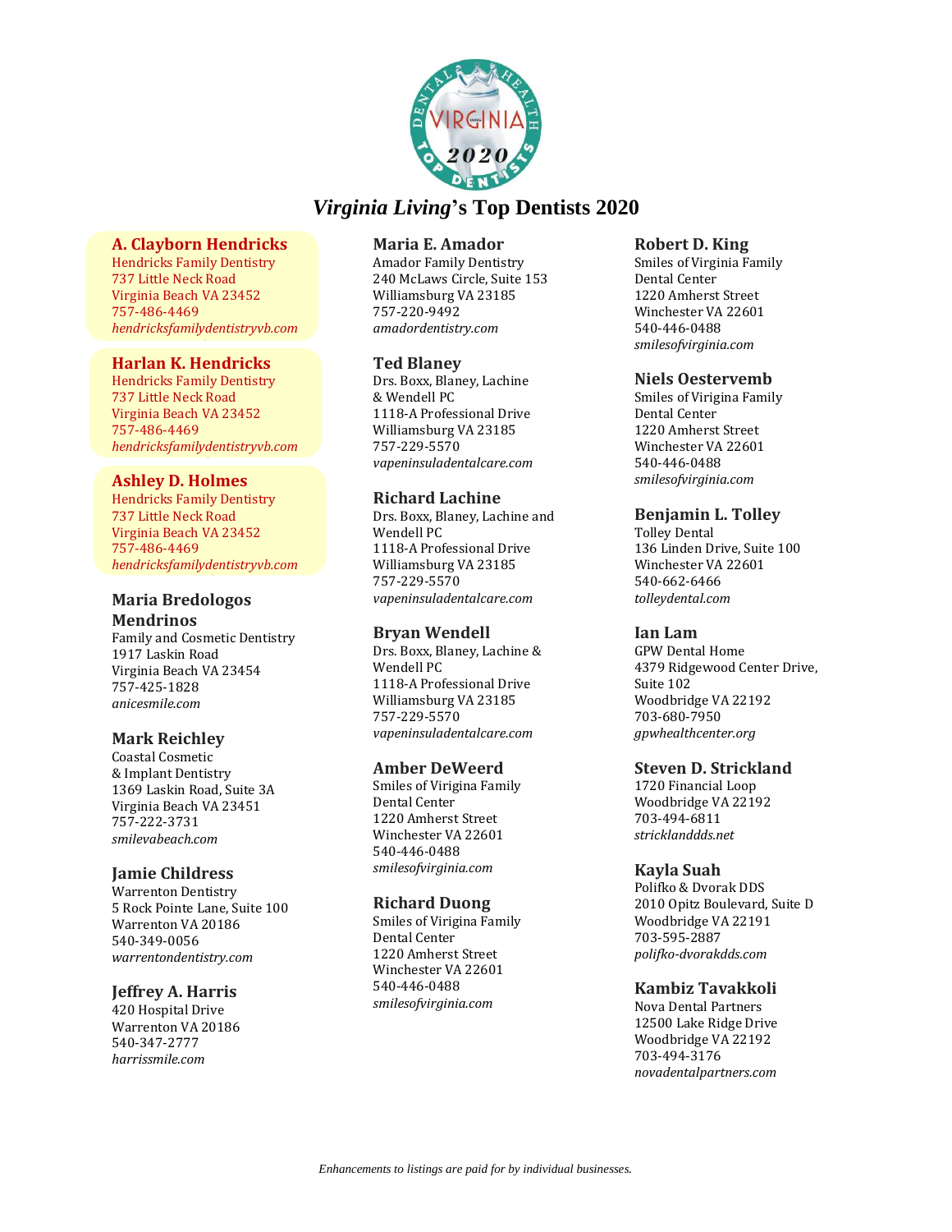# *Virginia Living*'s Top Dentists 2020

### A. Clayborn Hendricks
Hendricks Family Dentistry
737 Little Neck Road
Virginia Beach VA 23452
757-486-4469
*hendricksfamilydentistryvb.com*

### Harlan K. Hendricks
Hendricks Family Dentistry
737 Little Neck Road
Virginia Beach VA 23452
757-486-4469
*hendricksfamilydentistryvb.com*

### Ashley D. Holmes
Hendricks Family Dentistry
737 Little Neck Road
Virginia Beach VA 23452
757-486-4469
*hendricksfamilydentistryvb.com*

### Maria Bredologos Mendrinos
Family and Cosmetic Dentistry
1917 Laskin Road
Virginia Beach VA 23454
757-425-1828
*anicesmile.com*

### Mark Reichley
Coastal Cosmetic
& Implant Dentistry
1369 Laskin Road, Suite 3A
Virginia Beach VA 23451
757-222-3731
*smilevabeach.com*

### Jamie Childress
Warrenton Dentistry
5 Rock Pointe Lane, Suite 100
Warrenton VA 20186
540-349-0056
*warrentondentistry.com*

### Jeffrey A. Harris
420 Hospital Drive
Warrenton VA 20186
540-347-2777
*harrissmile.com*

### Maria E. Amador
Amador Family Dentistry
240 McLaws Circle, Suite 153
Williamsburg VA 23185
757-220-9492
*amadordentistry.com*

### Ted Blaney
Drs. Boxx, Blaney, Lachine
& Wendell PC
1118-A Professional Drive
Williamsburg VA 23185
757-229-5570
*vapeninsuladentalcare.com*

### Richard Lachine
Drs. Boxx, Blaney, Lachine and
Wendell PC
1118-A Professional Drive
Williamsburg VA 23185
757-229-5570
*vapeninsuladentalcare.com*

### Bryan Wendell
Drs. Boxx, Blaney, Lachine &
Wendell PC
1118-A Professional Drive
Williamsburg VA 23185
757-229-5570
*vapeninsuladentalcare.com*

### Amber DeWeerd
Smiles of Virigina Family
Dental Center
1220 Amherst Street
Winchester VA 22601
540-446-0488
*smilesofvirginia.com*

### Richard Duong
Smiles of Virigina Family
Dental Center
1220 Amherst Street
Winchester VA 22601
540-446-0488
*smilesofvirginia.com*

### Robert D. King
Smiles of Virginia Family
Dental Center
1220 Amherst Street
Winchester VA 22601
540-446-0488
*smilesofvirginia.com*

### Niels Oestervemb
Smiles of Virigina Family
Dental Center
1220 Amherst Street
Winchester VA 22601
540-446-0488
*smilesofvirginia.com*

### Benjamin L. Tolley
Tolley Dental
136 Linden Drive, Suite 100
Winchester VA 22601
540-662-6466
*tolleydental.com*

### Ian Lam
GPW Dental Home
4379 Ridgewood Center Drive,
Suite 102
Woodbridge VA 22192
703-680-7950
*gpwhealthcenter.org*

### Steven D. Strickland
1720 Financial Loop
Woodbridge VA 22192
703-494-6811
*stricklandds.net*

### Kayla Suah
Polifko & Dvorak DDS
2010 Opitz Boulevard, Suite D
Woodbridge VA 22191
703-595-2887
*polifko-dvorakdds.com*

### Kambiz Tavakkoli
Nova Dental Partners
12500 Lake Ridge Drive
Woodbridge VA 22192
703-494-3176
*novadentalpartners.com*

*Enhancements to listings are paid for by individual businesses.*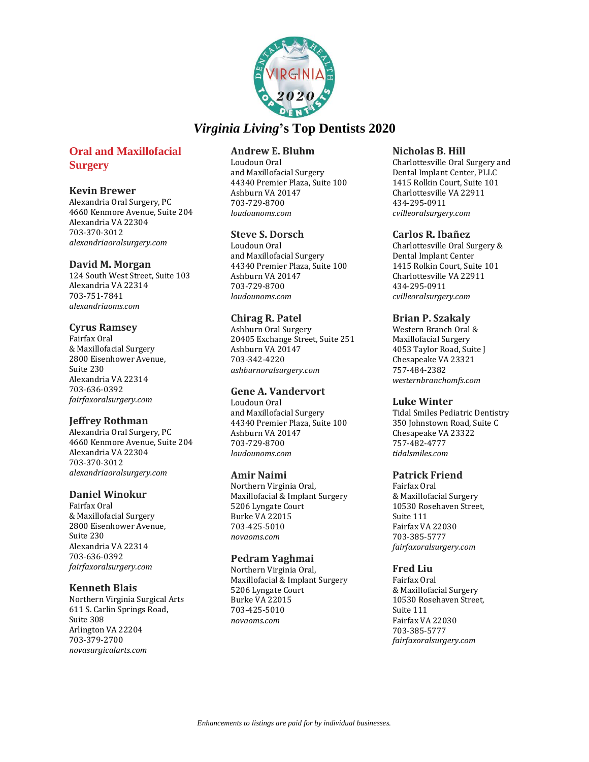# *Virginia Living*'s Top Dentists 2020

## Oral and Maxillofacial Surgery

### Kevin Brewer
Alexandria Oral Surgery, PC
4660 Kenmore Avenue, Suite 204
Alexandria VA 22304
703-370-3012
*alexandriaoralsurgery.com*

### David M. Morgan
124 South West Street, Suite 103
Alexandria VA 22314
703-751-7841
*alexandriaoms.com*

### Cyrus Ramsey
Fairfax Oral
& Maxillofacial Surgery
2800 Eisenhower Avenue,
Suite 230
Alexandria VA 22314
703-636-0392
*fairfaxoralsurgery.com*

### Jeffrey Rothman
Alexandria Oral Surgery, PC
4660 Kenmore Avenue, Suite 204
Alexandria VA 22304
703-370-3012
*alexandriaoralsurgery.com*

### Daniel Winokur
Fairfax Oral
& Maxillofacial Surgery
2800 Eisenhower Avenue,
Suite 230
Alexandria VA 22314
703-636-0392
*fairfaxoralsurgery.com*

### Kenneth Blais
Northern Virginia Surgical Arts
611 S. Carlin Springs Road,
Suite 308
Arlington VA 22204
703-379-2700
*novasurgicalarts.com*

### Andrew E. Bluhm
Loudoun Oral
and Maxillofacial Surgery
44340 Premier Plaza, Suite 100
Ashburn VA 20147
703-729-8700
*loudounoms.com*

### Steve S. Dorsch
Loudoun Oral
and Maxillofacial Surgery
44340 Premier Plaza, Suite 100
Ashburn VA 20147
703-729-8700
*loudounoms.com*

### Chirag R. Patel
Ashburn Oral Surgery
20405 Exchange Street, Suite 251
Ashburn VA 20147
703-342-4220
*ashburnoralsurgery.com*

### Gene A. Vandervort
Loudoun Oral
and Maxillofacial Surgery
44340 Premier Plaza, Suite 100
Ashburn VA 20147
703-729-8700
*loudounoms.com*

### Amir Naimi
Northern Virginia Oral,
Maxillofacial & Implant Surgery
5206 Lyngate Court
Burke VA 22015
703-425-5010
*novaoms.com*

### Pedram Yaghmai
Northern Virginia Oral,
Maxillofacial & Implant Surgery
5206 Lyngate Court
Burke VA 22015
703-425-5010
*novaoms.com*

### Nicholas B. Hill
Charlottesville Oral Surgery and
Dental Implant Center, PLLC
1415 Rolkin Court, Suite 101
Charlottesville VA 22911
434-295-0911
*cvilleoralsurgery.com*

### Carlos R. Ibañez
Charlottesville Oral Surgery &
Dental Implant Center
1415 Rolkin Court, Suite 101
Charlottesville VA 22911
434-295-0911
*cvilleoralsurgery.com*

### Brian P. Szakaly
Western Branch Oral &
Maxillofacial Surgery
4053 Taylor Road, Suite J
Chesapeake VA 23321
757-484-2382
*westernbranchomfs.com*

### Luke Winter
Tidal Smiles Pediatric Dentistry
350 Johnstown Road, Suite C
Chesapeake VA 23322
757-482-4777
*tidalsmiles.com*

### Patrick Friend
Fairfax Oral
& Maxillofacial Surgery
10530 Rosehaven Street,
Suite 111
Fairfax VA 22030
703-385-5777
*fairfaxoralsurgery.com*

### Fred Liu
Fairfax Oral
& Maxillofacial Surgery
10530 Rosehaven Street,
Suite 111
Fairfax VA 22030
703-385-5777
*fairfaxoralsurgery.com*

*Enhancements to listings are paid for by individual businesses.*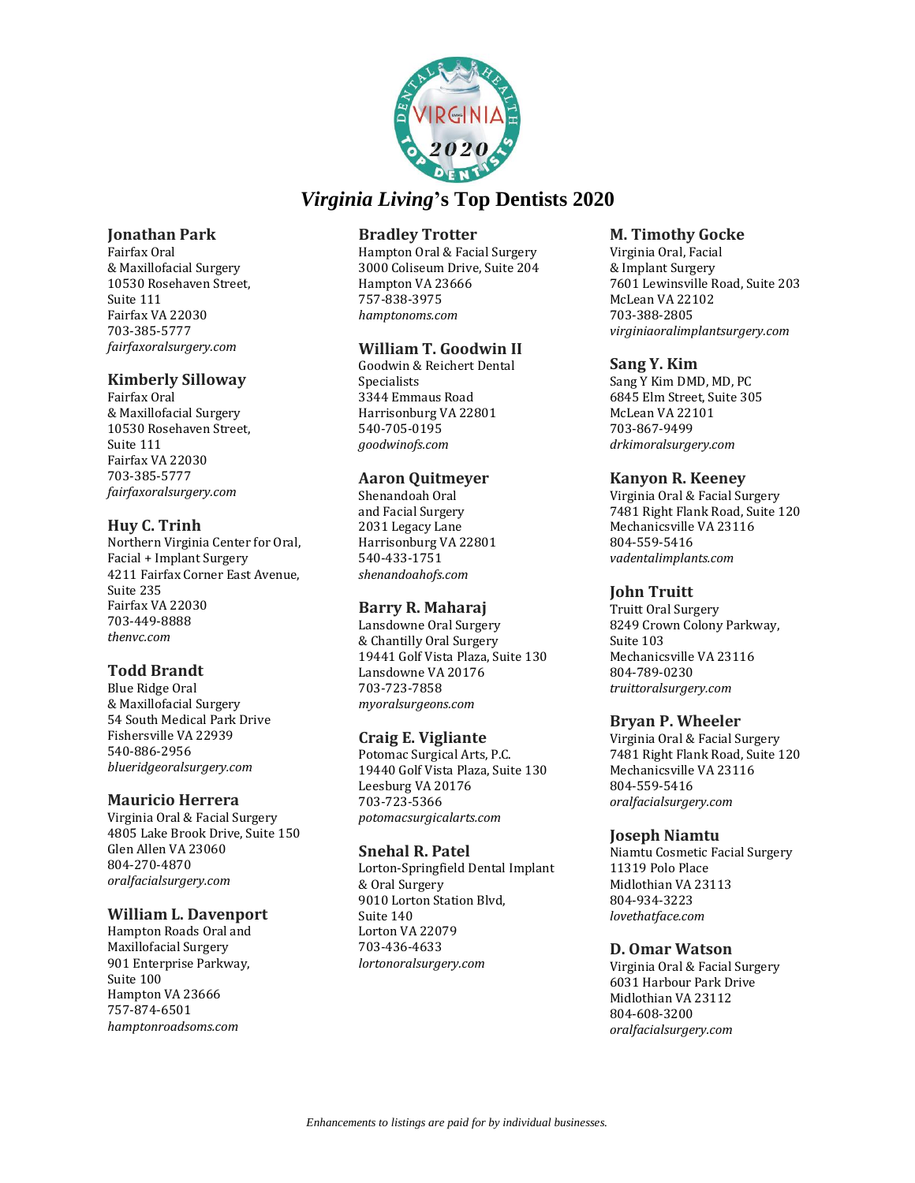# *Virginia Living*'s Top Dentists 2020

### Jonathan Park
Fairfax Oral
& Maxillofacial Surgery
10530 Rosehaven Street,
Suite 111
Fairfax VA 22030
703-385-5777
*fairfaxoralsurgery.com*

### Kimberly Silloway
Fairfax Oral
& Maxillofacial Surgery
10530 Rosehaven Street,
Suite 111
Fairfax VA 22030
703-385-5777
*fairfaxoralsurgery.com*

### Huy C. Trinh
Northern Virginia Center for Oral,
Facial + Implant Surgery
4211 Fairfax Corner East Avenue,
Suite 235
Fairfax VA 22030
703-449-8888
*thenvc.com*

### Todd Brandt
Blue Ridge Oral
& Maxillofacial Surgery
54 South Medical Park Drive
Fishersville VA 22939
540-886-2956
*blueridgeoralsurgery.com*

### Mauricio Herrera
Virginia Oral & Facial Surgery
4805 Lake Brook Drive, Suite 150
Glen Allen VA 23060
804-270-4870
*oralfacialsurgery.com*

### William L. Davenport
Hampton Roads Oral and
Maxillofacial Surgery
901 Enterprise Parkway,
Suite 100
Hampton VA 23666
757-874-6501
*hamptonroadsoms.com*

### Bradley Trotter
Hampton Oral & Facial Surgery
3000 Coliseum Drive, Suite 204
Hampton VA 23666
757-838-3975
*hamptonoms.com*

### William T. Goodwin II
Goodwin & Reichert Dental
Specialists
3344 Emmaus Road
Harrisonburg VA 22801
540-705-0195
*goodwinofs.com*

### Aaron Quitmeyer
Shenandoah Oral
and Facial Surgery
2031 Legacy Lane
Harrisonburg VA 22801
540-433-1751
*shenandoahofs.com*

### Barry R. Maharaj
Lansdowne Oral Surgery
& Chantilly Oral Surgery
19441 Golf Vista Plaza, Suite 130
Lansdowne VA 20176
703-723-7858
*myoralsurgeons.com*

### Craig E. Vigliante
Potomac Surgical Arts, P.C.
19440 Golf Vista Plaza, Suite 130
Leesburg VA 20176
703-723-5366
*potomacsurgicalarts.com*

### Snehal R. Patel
Lorton-Springfield Dental Implant
& Oral Surgery
9010 Lorton Station Blvd,
Suite 140
Lorton VA 22079
703-436-4633
*lortonoralsurgery.com*

### M. Timothy Gocke
Virginia Oral, Facial
& Implant Surgery
7601 Lewinsville Road, Suite 203
McLean VA 22102
703-388-2805
*virginiaoralimplantsurgery.com*

### Sang Y. Kim
Sang Y Kim DMD, MD, PC
6845 Elm Street, Suite 305
McLean VA 22101
703-867-9499
*drkimoralsurgery.com*

### Kanyon R. Keeney
Virginia Oral & Facial Surgery
7481 Right Flank Road, Suite 120
Mechanicsville VA 23116
804-559-5416
*vadentalimplants.com*

### John Truitt
Truitt Oral Surgery
8249 Crown Colony Parkway,
Suite 103
Mechanicsville VA 23116
804-789-0230
*truittoralsurgery.com*

### Bryan P. Wheeler
Virginia Oral & Facial Surgery
7481 Right Flank Road, Suite 120
Mechanicsville VA 23116
804-559-5416
*oralfacialsurgery.com*

### Joseph Niamtu
Niamtu Cosmetic Facial Surgery
11319 Polo Place
Midlothian VA 23113
804-934-3223
*lovethatface.com*

### D. Omar Watson
Virginia Oral & Facial Surgery
6031 Harbour Park Drive
Midlothian VA 23112
804-608-3200
*oralfacialsurgery.com*

*Enhancements to listings are paid for by individual businesses.*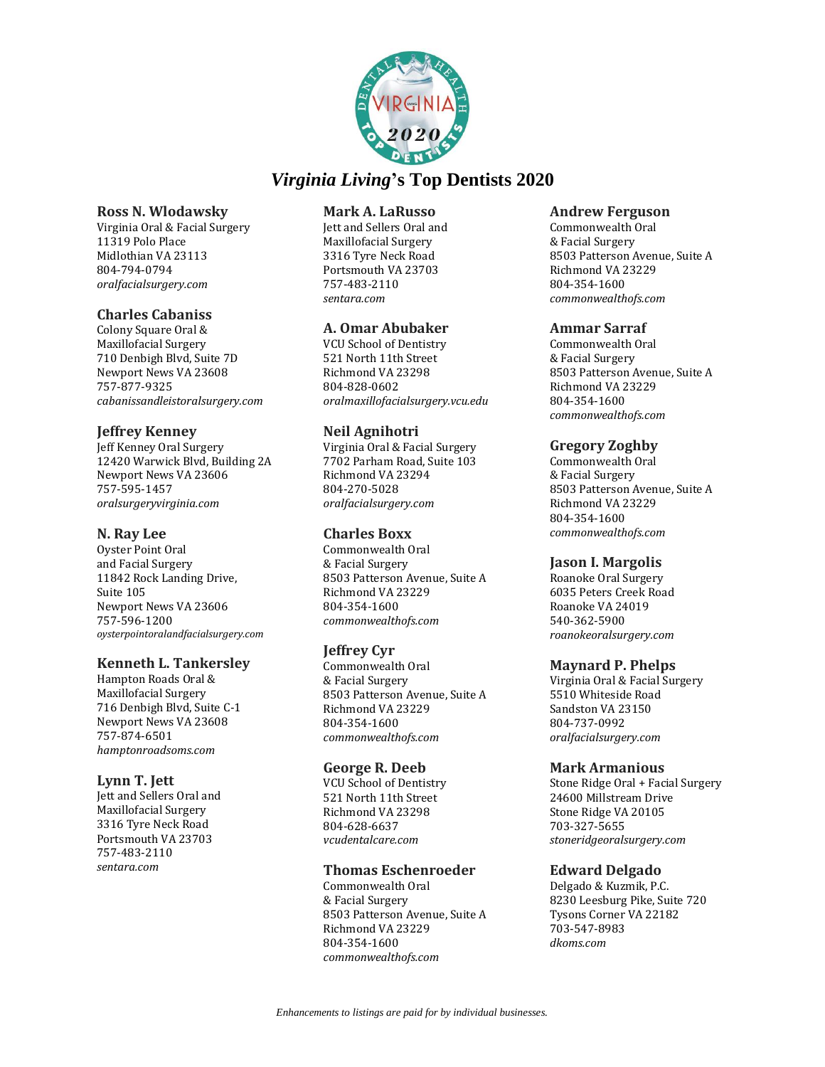# *Virginia Living*'s Top Dentists 2020

### Ross N. Wlodawsky
Virginia Oral & Facial Surgery
11319 Polo Place
Midlothian VA 23113
804-794-0794
*oralfacialsurgery.com*

### Charles Cabaniss
Colony Square Oral &
Maxillofacial Surgery
710 Denbigh Blvd, Suite 7D
Newport News VA 23608
757-877-9325
*cabanissandleistoralsurgery.com*

### Jeffrey Kenney
Jeff Kenney Oral Surgery
12420 Warwick Blvd, Building 2A
Newport News VA 23606
757-595-1457
*oralsurgeryvirginia.com*

### N. Ray Lee
Oyster Point Oral
and Facial Surgery
11842 Rock Landing Drive,
Suite 105
Newport News VA 23606
757-596-1200
*oysterpointoralandfacialsurgery.com*

### Kenneth L. Tankersley
Hampton Roads Oral &
Maxillofacial Surgery
716 Denbigh Blvd, Suite C-1
Newport News VA 23608
757-874-6501
*hamptonroadsoms.com*

### Lynn T. Jett
Jett and Sellers Oral and
Maxillofacial Surgery
3316 Tyre Neck Road
Portsmouth VA 23703
757-483-2110
*sentara.com*

### Mark A. LaRusso
Jett and Sellers Oral and
Maxillofacial Surgery
3316 Tyre Neck Road
Portsmouth VA 23703
757-483-2110
*sentara.com*

### A. Omar Abubaker
VCU School of Dentistry
521 North 11th Street
Richmond VA 23298
804-828-0602
*oralmaxillofacialsurgery.vcu.edu*

### Neil Agnihotri
Virginia Oral & Facial Surgery
7702 Parham Road, Suite 103
Richmond VA 23294
804-270-5028
*oralfacialsurgery.com*

### Charles Boxx
Commonwealth Oral
& Facial Surgery
8503 Patterson Avenue, Suite A
Richmond VA 23229
804-354-1600
*commonwealthofs.com*

### Jeffrey Cyr
Commonwealth Oral
& Facial Surgery
8503 Patterson Avenue, Suite A
Richmond VA 23229
804-354-1600
*commonwealthofs.com*

### George R. Deeb
VCU School of Dentistry
521 North 11th Street
Richmond VA 23298
804-628-6637
*vcudentalcare.com*

### Thomas Eschenroeder
Commonwealth Oral
& Facial Surgery
8503 Patterson Avenue, Suite A
Richmond VA 23229
804-354-1600
*commonwealthofs.com*

### Andrew Ferguson
Commonwealth Oral
& Facial Surgery
8503 Patterson Avenue, Suite A
Richmond VA 23229
804-354-1600
*commonwealthofs.com*

### Ammar Sarraf
Commonwealth Oral
& Facial Surgery
8503 Patterson Avenue, Suite A
Richmond VA 23229
804-354-1600
*commonwealthofs.com*

### Gregory Zoghby
Commonwealth Oral
& Facial Surgery
8503 Patterson Avenue, Suite A
Richmond VA 23229
804-354-1600
*commonwealthofs.com*

### Jason I. Margolis
Roanoke Oral Surgery
6035 Peters Creek Road
Roanoke VA 24019
540-362-5900
*roanokeoralsurgery.com*

### Maynard P. Phelps
Virginia Oral & Facial Surgery
5510 Whiteside Road
Sandston VA 23150
804-737-0992
*oralfacialsurgery.com*

### Mark Armanious
Stone Ridge Oral + Facial Surgery
24600 Millstream Drive
Stone Ridge VA 20105
703-327-5655
*stoneridgeoralsurgery.com*

### Edward Delgado
Delgado & Kuzmik, P.C.
8230 Leesburg Pike, Suite 720
Tysons Corner VA 22182
703-547-8983
*dkoms.com*

*Enhancements to listings are paid for by individual businesses.*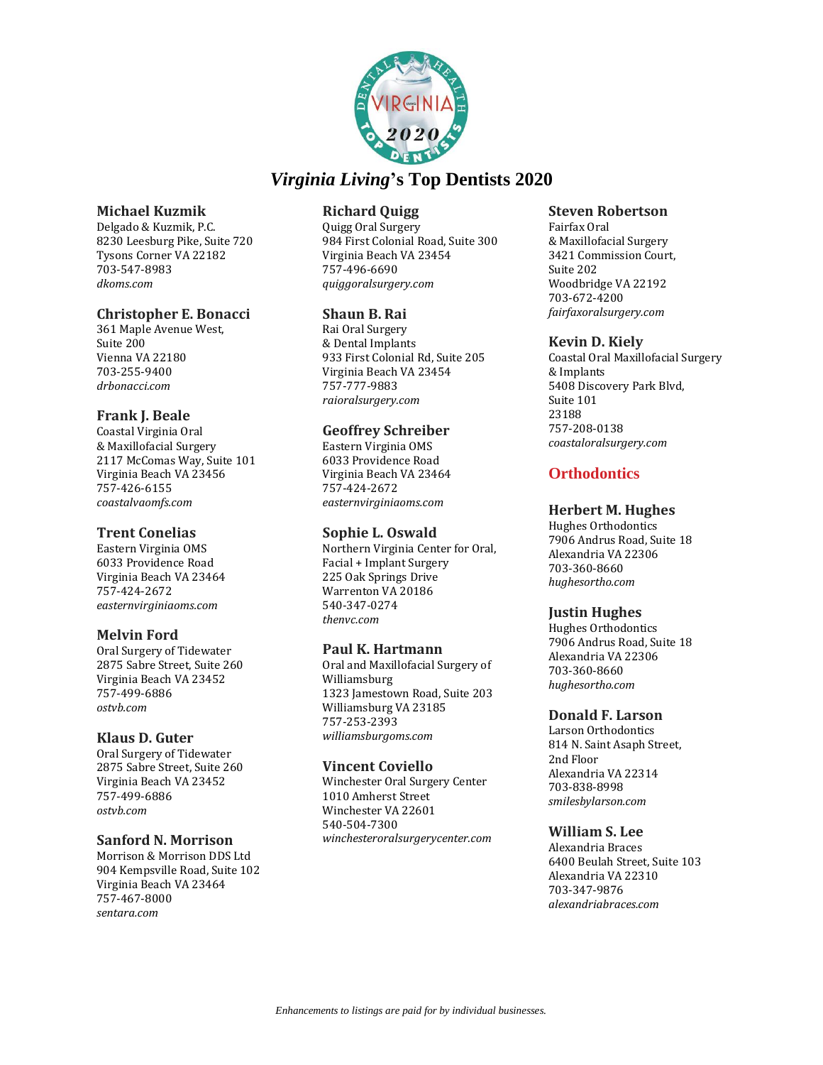# *Virginia Living*'s Top Dentists 2020

### Michael Kuzmik
Delgado & Kuzmik, P.C.
8230 Leesburg Pike, Suite 720
Tysons Corner VA 22182
703-547-8983
*dkoms.com*

### Christopher E. Bonacci
361 Maple Avenue West,
Suite 200
Vienna VA 22180
703-255-9400
*drbonacci.com*

### Frank J. Beale
Coastal Virginia Oral
& Maxillofacial Surgery
2117 McComas Way, Suite 101
Virginia Beach VA 23456
757-426-6155
*coastalvaomfs.com*

### Trent Conelias
Eastern Virginia OMS
6033 Providence Road
Virginia Beach VA 23464
757-424-2672
*easternvirginiaoms.com*

### Melvin Ford
Oral Surgery of Tidewater
2875 Sabre Street, Suite 260
Virginia Beach VA 23452
757-499-6886
*ostvb.com*

### Klaus D. Guter
Oral Surgery of Tidewater
2875 Sabre Street, Suite 260
Virginia Beach VA 23452
757-499-6886
*ostvb.com*

### Sanford N. Morrison
Morrison & Morrison DDS Ltd
904 Kempsville Road, Suite 102
Virginia Beach VA 23464
757-467-8000
*sentara.com*

### Richard Quigg
Quigg Oral Surgery
984 First Colonial Road, Suite 300
Virginia Beach VA 23454
757-496-6690
*quiggoralsurgery.com*

### Shaun B. Rai
Rai Oral Surgery
& Dental Implants
933 First Colonial Rd, Suite 205
Virginia Beach VA 23454
757-777-9883
*raioralsurgery.com*

### Geoffrey Schreiber
Eastern Virginia OMS
6033 Providence Road
Virginia Beach VA 23464
757-424-2672
*easternvirginiaoms.com*

### Sophie L. Oswald
Northern Virginia Center for Oral,
Facial + Implant Surgery
225 Oak Springs Drive
Warrenton VA 20186
540-347-0274
*thenvc.com*

### Paul K. Hartmann
Oral and Maxillofacial Surgery of
Williamsburg
1323 Jamestown Road, Suite 203
Williamsburg VA 23185
757-253-2393
*williamsburgoms.com*

### Vincent Coviello
Winchester Oral Surgery Center
1010 Amherst Street
Winchester VA 22601
540-504-7300
*winchesteroralsurgerycenter.com*

### Steven Robertson
Fairfax Oral
& Maxillofacial Surgery
3421 Commission Court,
Suite 202
Woodbridge VA 22192
703-672-4200
*fairfaxoralsurgery.com*

### Kevin D. Kiely
Coastal Oral Maxillofacial Surgery
& Implants
5408 Discovery Park Blvd,
Suite 101
23188
757-208-0138
*coastaloralsurgery.com*

## Orthodontics

### Herbert M. Hughes
Hughes Orthodontics
7906 Andrus Road, Suite 18
Alexandria VA 22306
703-360-8660
*hughesortho.com*

### Justin Hughes
Hughes Orthodontics
7906 Andrus Road, Suite 18
Alexandria VA 22306
703-360-8660
*hughesortho.com*

### Donald F. Larson
Larson Orthodontics
814 N. Saint Asaph Street,
2nd Floor
Alexandria VA 22314
703-838-8998
*smilesbylarson.com*

### William S. Lee
Alexandria Braces
6400 Beulah Street, Suite 103
Alexandria VA 22310
703-347-9876
*alexandriabraces.com*

*Enhancements to listings are paid for by individual businesses.*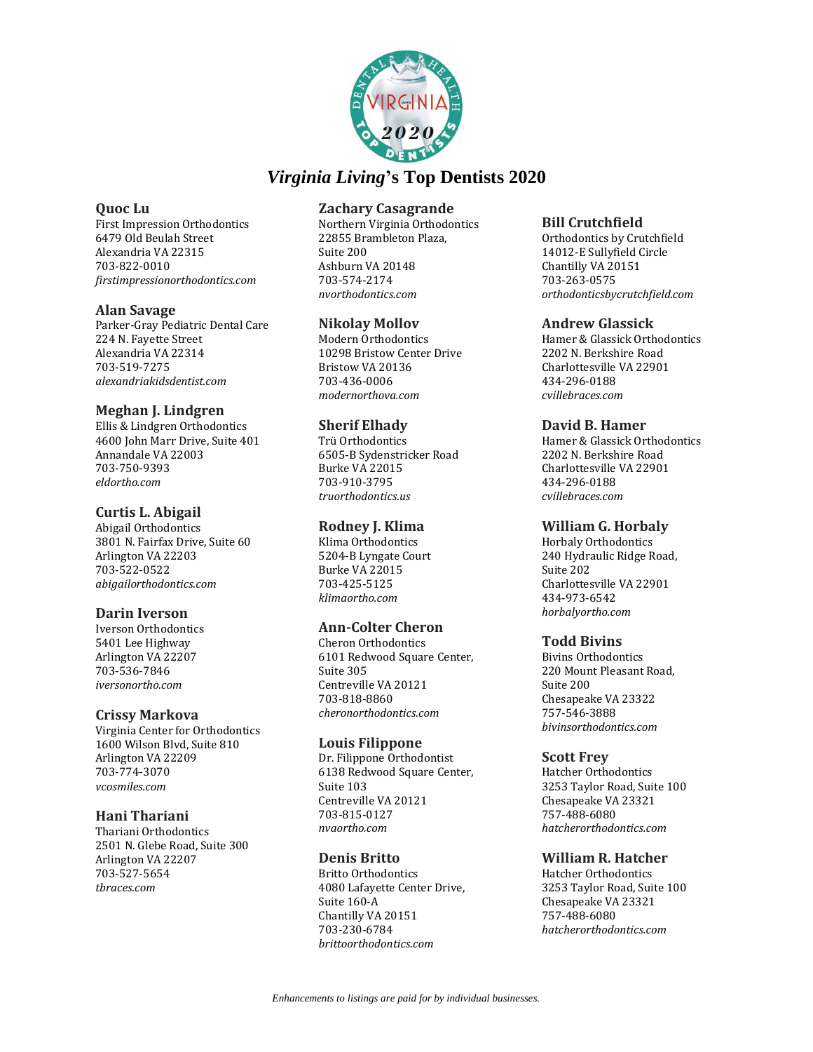# *Virginia Living*'s Top Dentists 2020

**Quoc Lu**
First Impression Orthodontics
6479 Old Beulah Street
Alexandria VA 22315
703-822-0010
*firstimpressionorthodontics.com*

**Alan Savage**
Parker-Gray Pediatric Dental Care
224 N. Fayette Street
Alexandria VA 22314
703-519-7275
*alexandriakidsdentist.com*

**Meghan J. Lindgren**
Ellis & Lindgren Orthodontics
4600 John Marr Drive, Suite 401
Annandale VA 22003
703-750-9393
*eldortho.com*

**Curtis L. Abigail**
Abigail Orthodontics
3801 N. Fairfax Drive, Suite 60
Arlington VA 22203
703-522-0522
*abigailorthodontics.com*

**Darin Iverson**
Iverson Orthodontics
5401 Lee Highway
Arlington VA 22207
703-536-7846
*iversonortho.com*

**Crissy Markova**
Virginia Center for Orthodontics
1600 Wilson Blvd, Suite 810
Arlington VA 22209
703-774-3070
*vcosmiles.com*

**Hani Thariani**
Thariani Orthodontics
2501 N. Glebe Road, Suite 300
Arlington VA 22207
703-527-5654
*tbraces.com*

**Zachary Casagrande**
Northern Virginia Orthodontics
22855 Brambleton Plaza,
Suite 200
Ashburn VA 20148
703-574-2174
*nvorthodontics.com*

**Nikolay Mollov**
Modern Orthodontics
10298 Bristow Center Drive
Bristow VA 20136
703-436-0006
*modernorthova.com*

**Sherif Elhady**
Trü Orthodontics
6505-B Sydenstricker Road
Burke VA 22015
703-910-3795
*truorthodontics.us*

**Rodney J. Klima**
Klima Orthodontics
5204-B Lyngate Court
Burke VA 22015
703-425-5125
*klimaortho.com*

**Ann-Colter Cheron**
Cheron Orthodontics
6101 Redwood Square Center,
Suite 305
Centreville VA 20121
703-818-8860
*cheronorthodontics.com*

**Louis Filippone**
Dr. Filippone Orthodontist
6138 Redwood Square Center,
Suite 103
Centreville VA 20121
703-815-0127
*nvaortho.com*

**Denis Britto**
Britto Orthodontics
4080 Lafayette Center Drive,
Suite 160-A
Chantilly VA 20151
703-230-6784
*brittoorthodontics.com*

**Bill Crutchfield**
Orthodontics by Crutchfield
14012-E Sullyfield Circle
Chantilly VA 20151
703-263-0575
*orthodonticsbycrutchfield.com*

**Andrew Glassick**
Hamer & Glassick Orthodontics
2202 N. Berkshire Road
Charlottesville VA 22901
434-296-0188
*cvillebraces.com*

**David B. Hamer**
Hamer & Glassick Orthodontics
2202 N. Berkshire Road
Charlottesville VA 22901
434-296-0188
*cvillebraces.com*

**William G. Horbaly**
Horbaly Orthodontics
240 Hydraulic Ridge Road,
Suite 202
Charlottesville VA 22901
434-973-6542
*horbalyortho.com*

**Todd Bivins**
Bivins Orthodontics
220 Mount Pleasant Road,
Suite 200
Chesapeake VA 23322
757-546-3888
*bivinsorthodontics.com*

**Scott Frey**
Hatcher Orthodontics
3253 Taylor Road, Suite 100
Chesapeake VA 23321
757-488-6080
*hatcherorthodontics.com*

**William R. Hatcher**
Hatcher Orthodontics
3253 Taylor Road, Suite 100
Chesapeake VA 23321
757-488-6080
*hatcherorthodontics.com*

*Enhancements to listings are paid for by individual businesses.*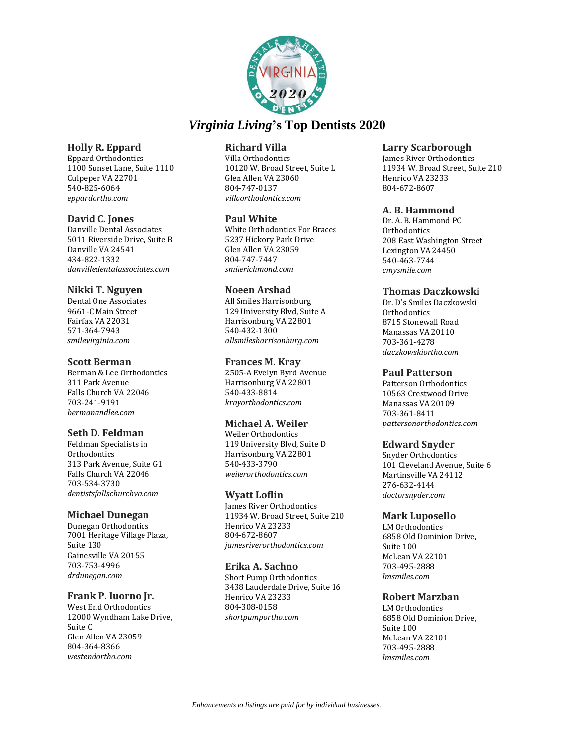# *Virginia Living*'s Top Dentists 2020

**Holly R. Eppard**
Eppard Orthodontics
1100 Sunset Lane, Suite 1110
Culpeper VA 22701
540-825-6064
*eppardortho.com*

**David C. Jones**
Danville Dental Associates
5011 Riverside Drive, Suite B
Danville VA 24541
434-822-1332
*danvilledentalassociates.com*

**Nikki T. Nguyen**
Dental One Associates
9661-C Main Street
Fairfax VA 22031
571-364-7943
*smilevirginia.com*

**Scott Berman**
Berman & Lee Orthodontics
311 Park Avenue
Falls Church VA 22046
703-241-9191
*bermanandlee.com*

**Seth D. Feldman**
Feldman Specialists in Orthodontics
313 Park Avenue, Suite G1
Falls Church VA 22046
703-534-3730
*dentistsfallschurchva.com*

**Michael Dunegan**
Dunegan Orthodontics
7001 Heritage Village Plaza, Suite 130
Gainesville VA 20155
703-753-4996
*drdunegan.com*

**Frank P. Iuorno Jr.**
West End Orthodontics
12000 Wyndham Lake Drive, Suite C
Glen Allen VA 23059
804-364-8366
*westendortho.com*

**Richard Villa**
Villa Orthodontics
10120 W. Broad Street, Suite L
Glen Allen VA 23060
804-747-0137
*villaorthodontics.com*

**Paul White**
White Orthodontics For Braces
5237 Hickory Park Drive
Glen Allen VA 23059
804-747-7447
*smilerichmond.com*

**Noeen Arshad**
All Smiles Harrisonburg
129 University Blvd, Suite A
Harrisonburg VA 22801
540-432-1300
*allsmilesharrisonburg.com*

**Frances M. Kray**
2505-A Evelyn Byrd Avenue
Harrisonburg VA 22801
540-433-8814
*krayorthodontics.com*

**Michael A. Weiler**
Weiler Orthodontics
119 University Blvd, Suite D
Harrisonburg VA 22801
540-433-3790
*weilerorthodontics.com*

**Wyatt Loflin**
James River Orthodontics
11934 W. Broad Street, Suite 210
Henrico VA 23233
804-672-8607
*jamesriverorthodontics.com*

**Erika A. Sachno**
Short Pump Orthodontics
3438 Lauderdale Drive, Suite 16
Henrico VA 23233
804-308-0158
*shortpumportho.com*

**Larry Scarborough**
James River Orthodontics
11934 W. Broad Street, Suite 210
Henrico VA 23233
804-672-8607

**A. B. Hammond**
Dr. A. B. Hammond PC Orthodontics
208 East Washington Street
Lexington VA 24450
540-463-7744
*cmysmile.com*

**Thomas Daczkowski**
Dr. D's Smiles Daczkowski Orthodontics
8715 Stonewall Road
Manassas VA 20110
703-361-4278
*daczkowskiortho.com*

**Paul Patterson**
Patterson Orthodontics
10563 Crestwood Drive
Manassas VA 20109
703-361-8411
*pattersonorthodontics.com*

**Edward Snyder**
Snyder Orthodontics
101 Cleveland Avenue, Suite 6
Martinsville VA 24112
276-632-4144
*doctorsnyder.com*

**Mark Luposello**
LM Orthodontics
6858 Old Dominion Drive, Suite 100
McLean VA 22101
703-495-2888
*lmsmiles.com*

**Robert Marzban**
LM Orthodontics
6858 Old Dominion Drive, Suite 100
McLean VA 22101
703-495-2888
*lmsmiles.com*

*Enhancements to listings are paid for by individual businesses.*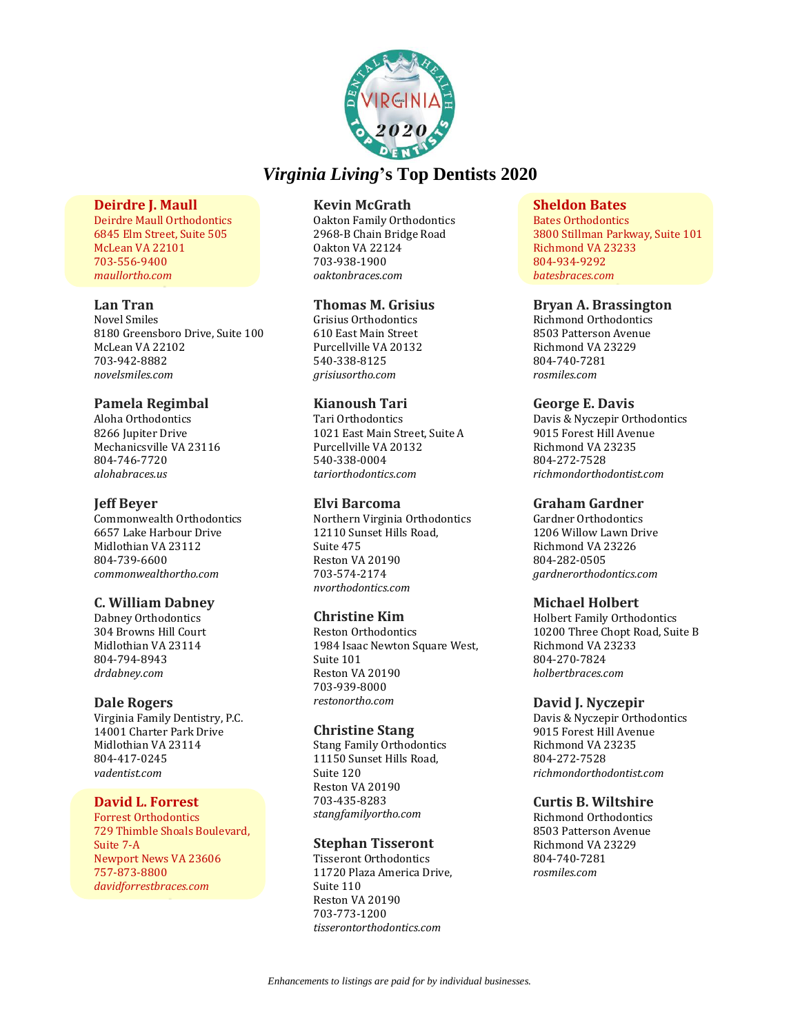# *Virginia Living*'s Top Dentists 2020

### Deirdre J. Maull
Deirdre Maull Orthodontics
6845 Elm Street, Suite 505
McLean VA 22101
703-556-9400
*maullortho.com*

### Lan Tran
Novel Smiles
8180 Greensboro Drive, Suite 100
McLean VA 22102
703-942-8882
*novelsmiles.com*

### Pamela Regimbal
Aloha Orthodontics
8266 Jupiter Drive
Mechanicsville VA 23116
804-746-7720
*alohabraces.us*

### Jeff Beyer
Commonwealth Orthodontics
6657 Lake Harbour Drive
Midlothian VA 23112
804-739-6600
*commonwealthortho.com*

### C. William Dabney
Dabney Orthodontics
304 Browns Hill Court
Midlothian VA 23114
804-794-8943
*drdabney.com*

### Dale Rogers
Virginia Family Dentistry, P.C.
14001 Charter Park Drive
Midlothian VA 23114
804-417-0245
*vadentist.com*

### David L. Forrest
Forrest Orthodontics
729 Thimble Shoals Boulevard, Suite 7-A
Newport News VA 23606
757-873-8800
*davidforrestbraces.com*

### Kevin McGrath
Oakton Family Orthodontics
2968-B Chain Bridge Road
Oakton VA 22124
703-938-1900
*oaktonbraces.com*

### Thomas M. Grisius
Grisius Orthodontics
610 East Main Street
Purcellville VA 20132
540-338-8125
*grisiusortho.com*

### Kianoush Tari
Tari Orthodontics
1021 East Main Street, Suite A
Purcellville VA 20132
540-338-0004
*tariorthodontics.com*

### Elvi Barcoma
Northern Virginia Orthodontics
12110 Sunset Hills Road, Suite 475
Reston VA 20190
703-574-2174
*nvorthodontics.com*

### Christine Kim
Reston Orthodontics
1984 Isaac Newton Square West, Suite 101
Reston VA 20190
703-939-8000
*restonortho.com*

### Christine Stang
Stang Family Orthodontics
11150 Sunset Hills Road, Suite 120
Reston VA 20190
703-435-8283
*stangfamilyortho.com*

### Stephan Tisseront
Tisseront Orthodontics
11720 Plaza America Drive, Suite 110
Reston VA 20190
703-773-1200
*tisserontorthodontics.com*

### Sheldon Bates
Bates Orthodontics
3800 Stillman Parkway, Suite 101
Richmond VA 23233
804-934-9292
*batesbraces.com*

### Bryan A. Brassington
Richmond Orthodontics
8503 Patterson Avenue
Richmond VA 23229
804-740-7281
*rosmiles.com*

### George E. Davis
Davis & Nyczepir Orthodontics
9015 Forest Hill Avenue
Richmond VA 23235
804-272-7528
*richmondorthodontist.com*

### Graham Gardner
Gardner Orthodontics
1206 Willow Lawn Drive
Richmond VA 23226
804-282-0505
*gardnerorthodontics.com*

### Michael Holbert
Holbert Family Orthodontics
10200 Three Chopt Road, Suite B
Richmond VA 23233
804-270-7824
*holbertbraces.com*

### David J. Nyczepir
Davis & Nyczepir Orthodontics
9015 Forest Hill Avenue
Richmond VA 23235
804-272-7528
*richmondorthodontist.com*

### Curtis B. Wiltshire
Richmond Orthodontics
8503 Patterson Avenue
Richmond VA 23229
804-740-7281
*rosmiles.com*

*Enhancements to listings are paid for by individual businesses.*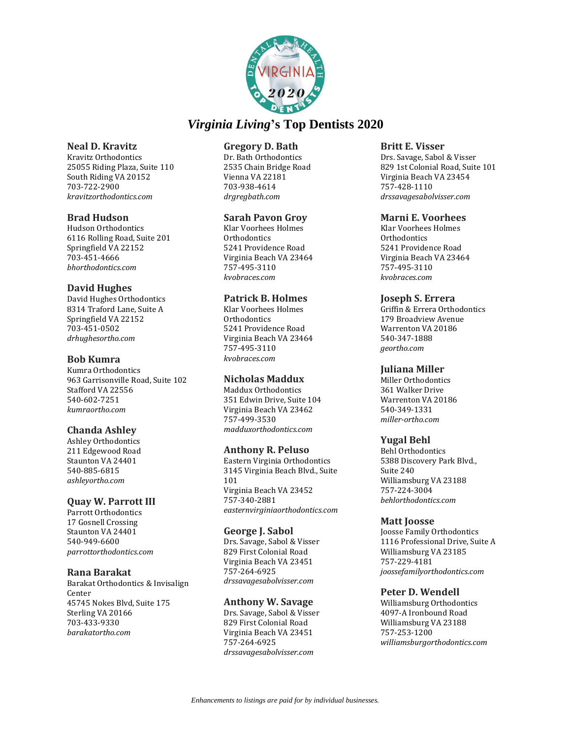# *Virginia Living*'s Top Dentists 2020

### Neal D. Kravitz
Kravitz Orthodontics
25055 Riding Plaza, Suite 110
South Riding VA 20152
703-722-2900
*kravitzorthodontics.com*

### Brad Hudson
Hudson Orthodontics
6116 Rolling Road, Suite 201
Springfield VA 22152
703-451-4666
*bhorthodontics.com*

### David Hughes
David Hughes Orthodontics
8314 Traford Lane, Suite A
Springfield VA 22152
703-451-0502
*drhughesortho.com*

### Bob Kumra
Kumra Orthodontics
963 Garrisonville Road, Suite 102
Stafford VA 22556
540-602-7251
*kumraortho.com*

### Chanda Ashley
Ashley Orthodontics
211 Edgewood Road
Staunton VA 24401
540-885-6815
*ashleyortho.com*

### Quay W. Parrott III
Parrott Orthodontics
17 Gosnell Crossing
Staunton VA 24401
540-949-6600
*parrottorthodontics.com*

### Rana Barakat
Barakat Orthodontics & Invisalign Center
45745 Nokes Blvd, Suite 175
Sterling VA 20166
703-433-9330
*barakatortho.com*

### Gregory D. Bath
Dr. Bath Orthodontics
2535 Chain Bridge Road
Vienna VA 22181
703-938-4614
*drgregbath.com*

### Sarah Pavon Groy
Klar Voorhees Holmes Orthodontics
5241 Providence Road
Virginia Beach VA 23464
757-495-3110
*kvobraces.com*

### Patrick B. Holmes
Klar Voorhees Holmes Orthodontics
5241 Providence Road
Virginia Beach VA 23464
757-495-3110
*kvobraces.com*

### Nicholas Maddux
Maddux Orthodontics
351 Edwin Drive, Suite 104
Virginia Beach VA 23462
757-499-3530
*madduxorthodontics.com*

### Anthony R. Peluso
Eastern Virginia Orthodontics
3145 Virginia Beach Blvd., Suite 101
Virginia Beach VA 23452
757-340-2881
*easternvirginiaorthodontics.com*

### George J. Sabol
Drs. Savage, Sabol & Visser
829 First Colonial Road
Virginia Beach VA 23451
757-264-6925
*drssavagesabolvisser.com*

### Anthony W. Savage
Drs. Savage, Sabol & Visser
829 First Colonial Road
Virginia Beach VA 23451
757-264-6925
*drssavagesabolvisser.com*

### Britt E. Visser
Drs. Savage, Sabol & Visser
829 1st Colonial Road, Suite 101
Virginia Beach VA 23454
757-428-1110
*drssavagesabolvisser.com*

### Marni E. Voorhees
Klar Voorhees Holmes Orthodontics
5241 Providence Road
Virginia Beach VA 23464
757-495-3110
*kvobraces.com*

### Joseph S. Errera
Griffin & Errera Orthodontics
179 Broadview Avenue
Warrenton VA 20186
540-347-1888
*geortho.com*

### Juliana Miller
Miller Orthodontics
361 Walker Drive
Warrenton VA 20186
540-349-1331
*miller-ortho.com*

### Yugal Behl
Behl Orthodontics
5388 Discovery Park Blvd., Suite 240
Williamsburg VA 23188
757-224-3004
*behlorthodontics.com*

### Matt Joosse
Joosse Family Orthodontics
1116 Professional Drive, Suite A
Williamsburg VA 23185
757-229-4181
*joossefamilyorthodontics.com*

### Peter D. Wendell
Williamsburg Orthodontics
4097-A Ironbound Road
Williamsburg VA 23188
757-253-1200
*williamsburgorthodontics.com*

*Enhancements to listings are paid for by individual businesses.*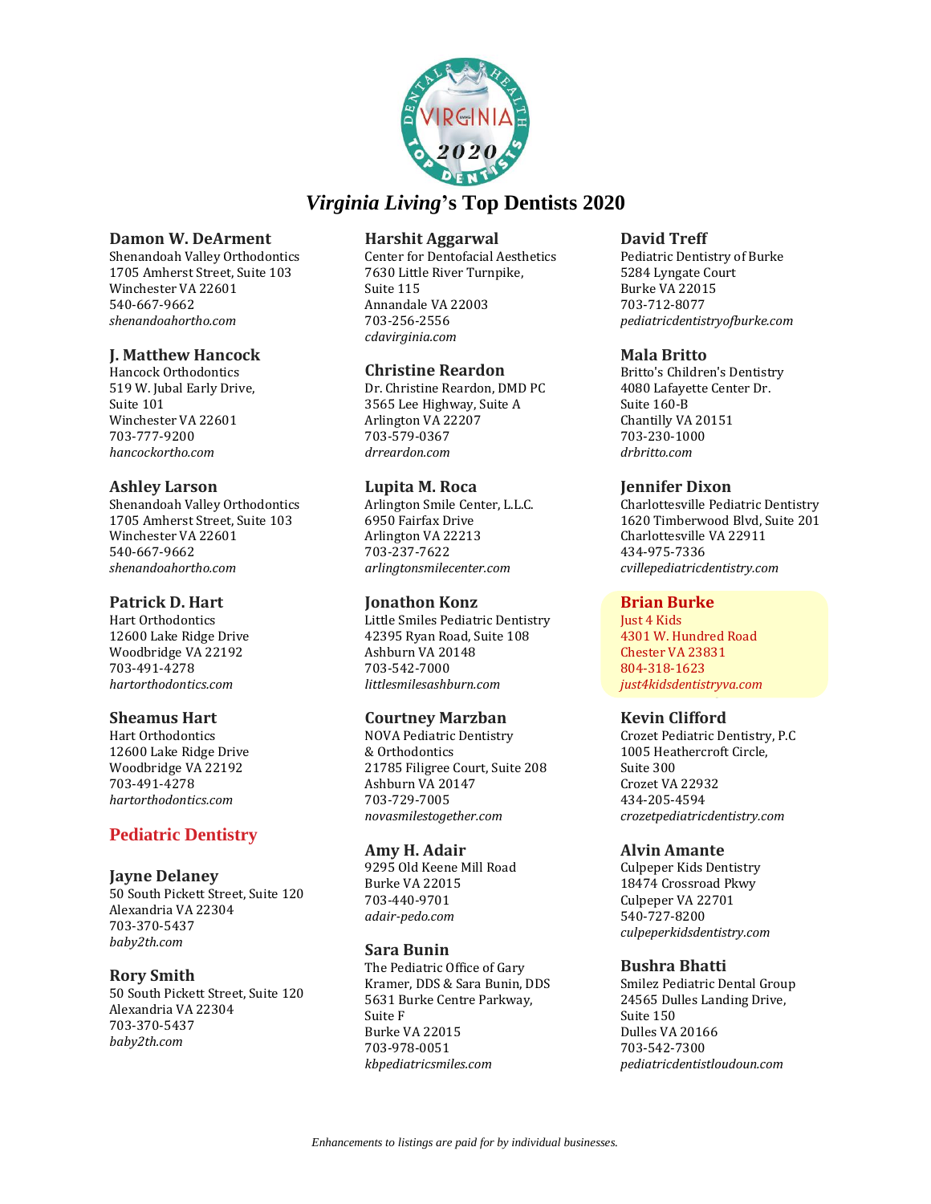# *Virginia Living*'s Top Dentists 2020

**Damon W. DeArment**
Shenandoah Valley Orthodontics
1705 Amherst Street, Suite 103
Winchester VA 22601
540-667-9662
*shenandoahortho.com*

**J. Matthew Hancock**
Hancock Orthodontics
519 W. Jubal Early Drive,
Suite 101
Winchester VA 22601
703-777-9200
*hancockortho.com*

**Ashley Larson**
Shenandoah Valley Orthodontics
1705 Amherst Street, Suite 103
Winchester VA 22601
540-667-9662
*shenandoahortho.com*

**Patrick D. Hart**
Hart Orthodontics
12600 Lake Ridge Drive
Woodbridge VA 22192
703-491-4278
*hartorthodontics.com*

**Sheamus Hart**
Hart Orthodontics
12600 Lake Ridge Drive
Woodbridge VA 22192
703-491-4278
*hartorthodontics.com*

## Pediatric Dentistry

**Jayne Delaney**
50 South Pickett Street, Suite 120
Alexandria VA 22304
703-370-5437
*baby2th.com*

**Rory Smith**
50 South Pickett Street, Suite 120
Alexandria VA 22304
703-370-5437
*baby2th.com*

**Harshit Aggarwal**
Center for Dentofacial Aesthetics
7630 Little River Turnpike,
Suite 115
Annandale VA 22003
703-256-2556
*cdavirginia.com*

**Christine Reardon**
Dr. Christine Reardon, DMD PC
3565 Lee Highway, Suite A
Arlington VA 22207
703-579-0367
*drreardon.com*

**Lupita M. Roca**
Arlington Smile Center, L.L.C.
6950 Fairfax Drive
Arlington VA 22213
703-237-7622
*arlingtonsmilecenter.com*

**Jonathon Konz**
Little Smiles Pediatric Dentistry
42395 Ryan Road, Suite 108
Ashburn VA 20148
703-542-7000
*littlesmilesashburn.com*

**Courtney Marzban**
NOVA Pediatric Dentistry
& Orthodontics
21785 Filigree Court, Suite 208
Ashburn VA 20147
703-729-7005
*novasmilestogether.com*

**Amy H. Adair**
9295 Old Keene Mill Road
Burke VA 22015
703-440-9701
*adair-pedo.com*

**Sara Bunin**
The Pediatric Office of Gary
Kramer, DDS & Sara Bunin, DDS
5631 Burke Centre Parkway,
Suite F
Burke VA 22015
703-978-0051
*kbpediatricsmiles.com*

**David Treff**
Pediatric Dentistry of Burke
5284 Lyngate Court
Burke VA 22015
703-712-8077
*pediatricdentistryofburke.com*

**Mala Britto**
Britto's Children's Dentistry
4080 Lafayette Center Dr.
Suite 160-B
Chantilly VA 20151
703-230-1000
*drbritto.com*

**Jennifer Dixon**
Charlottesville Pediatric Dentistry
1620 Timberwood Blvd, Suite 201
Charlottesville VA 22911
434-975-7336
*cvillepediatricdentistry.com*

**Brian Burke**
Just 4 Kids
4301 W. Hundred Road
Chester VA 23831
804-318-1623
*just4kidsdentistryva.com*

**Kevin Clifford**
Crozet Pediatric Dentistry, P.C
1005 Heathercroft Circle,
Suite 300
Crozet VA 22932
434-205-4594
*crozetpediatricdentistry.com*

**Alvin Amante**
Culpeper Kids Dentistry
18474 Crossroad Pkwy
Culpeper VA 22701
540-727-8200
*culpeperkidsdentistry.com*

**Bushra Bhatti**
Smilez Pediatric Dental Group
24565 Dulles Landing Drive,
Suite 150
Dulles VA 20166
703-542-7300
*pediatricdentistloudoun.com*

*Enhancements to listings are paid for by individual businesses.*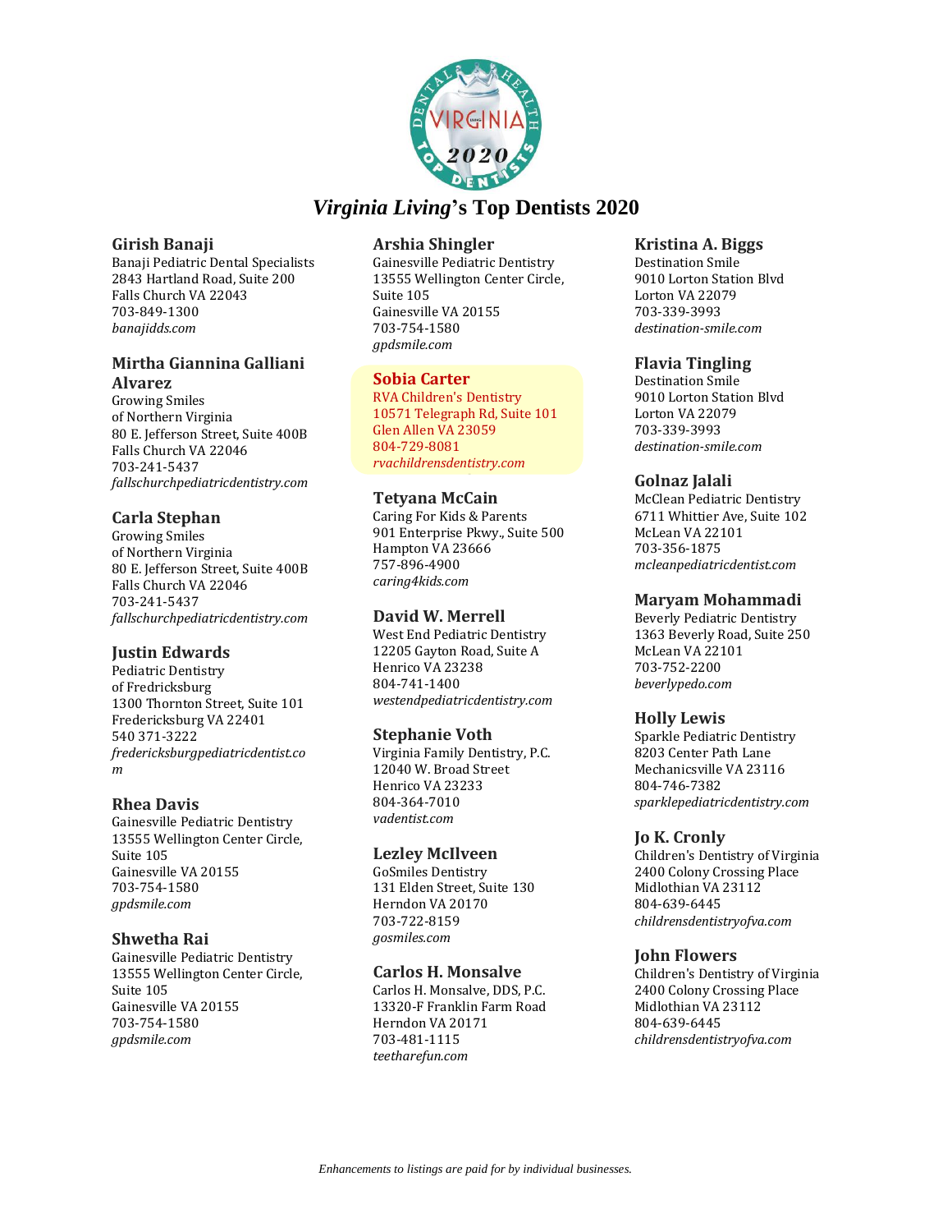# *Virginia Living*'s Top Dentists 2020

### Girish Banaji
Banaji Pediatric Dental Specialists
2843 Hartland Road, Suite 200
Falls Church VA 22043
703-849-1300
*banajidds.com*

### Mirtha Giannina Galliani Alvarez
Growing Smiles
of Northern Virginia
80 E. Jefferson Street, Suite 400B
Falls Church VA 22046
703-241-5437
*fallschurchpediatricdentistry.com*

### Carla Stephan
Growing Smiles
of Northern Virginia
80 E. Jefferson Street, Suite 400B
Falls Church VA 22046
703-241-5437
*fallschurchpediatricdentistry.com*

### Justin Edwards
Pediatric Dentistry
of Fredricksburg
1300 Thornton Street, Suite 101
Fredericksburg VA 22401
540 371-3222
*fredericksburgpediatricdentist.com*

### Rhea Davis
Gainesville Pediatric Dentistry
13555 Wellington Center Circle,
Suite 105
Gainesville VA 20155
703-754-1580
*gpdsmile.com*

### Shwetha Rai
Gainesville Pediatric Dentistry
13555 Wellington Center Circle,
Suite 105
Gainesville VA 20155
703-754-1580
*gpdsmile.com*

### Arshia Shingler
Gainesville Pediatric Dentistry
13555 Wellington Center Circle,
Suite 105
Gainesville VA 20155
703-754-1580
*gpdsmile.com*

### Sobia Carter
RVA Children's Dentistry
10571 Telegraph Rd, Suite 101
Glen Allen VA 23059
804-729-8081
*rvachildrensdentistry.com*

### Tetyana McCain
Caring For Kids & Parents
901 Enterprise Pkwy., Suite 500
Hampton VA 23666
757-896-4900
*caring4kids.com*

### David W. Merrell
West End Pediatric Dentistry
12205 Gayton Road, Suite A
Henrico VA 23238
804-741-1400
*westendpediatricdentistry.com*

### Stephanie Voth
Virginia Family Dentistry, P.C.
12040 W. Broad Street
Henrico VA 23233
804-364-7010
*vadentist.com*

### Lezley McIlveen
GoSmiles Dentistry
131 Elden Street, Suite 130
Herndon VA 20170
703-722-8159
*gosmiles.com*

### Carlos H. Monsalve
Carlos H. Monsalve, DDS, P.C.
13320-F Franklin Farm Road
Herndon VA 20171
703-481-1115
*teetharefun.com*

### Kristina A. Biggs
Destination Smile
9010 Lorton Station Blvd
Lorton VA 22079
703-339-3993
*destination-smile.com*

### Flavia Tingling
Destination Smile
9010 Lorton Station Blvd
Lorton VA 22079
703-339-3993
*destination-smile.com*

### Golnaz Jalali
McClean Pediatric Dentistry
6711 Whittier Ave, Suite 102
McLean VA 22101
703-356-1875
*mcleanpediatricdentist.com*

### Maryam Mohammadi
Beverly Pediatric Dentistry
1363 Beverly Road, Suite 250
McLean VA 22101
703-752-2200
*beverlypedo.com*

### Holly Lewis
Sparkle Pediatric Dentistry
8203 Center Path Lane
Mechanicsville VA 23116
804-746-7382
*sparklepediatricdentistry.com*

### Jo K. Cronly
Children's Dentistry of Virginia
2400 Colony Crossing Place
Midlothian VA 23112
804-639-6445
*childrensdentistryofva.com*

### John Flowers
Children's Dentistry of Virginia
2400 Colony Crossing Place
Midlothian VA 23112
804-639-6445
*childrensdentistryofva.com*

*Enhancements to listings are paid for by individual businesses.*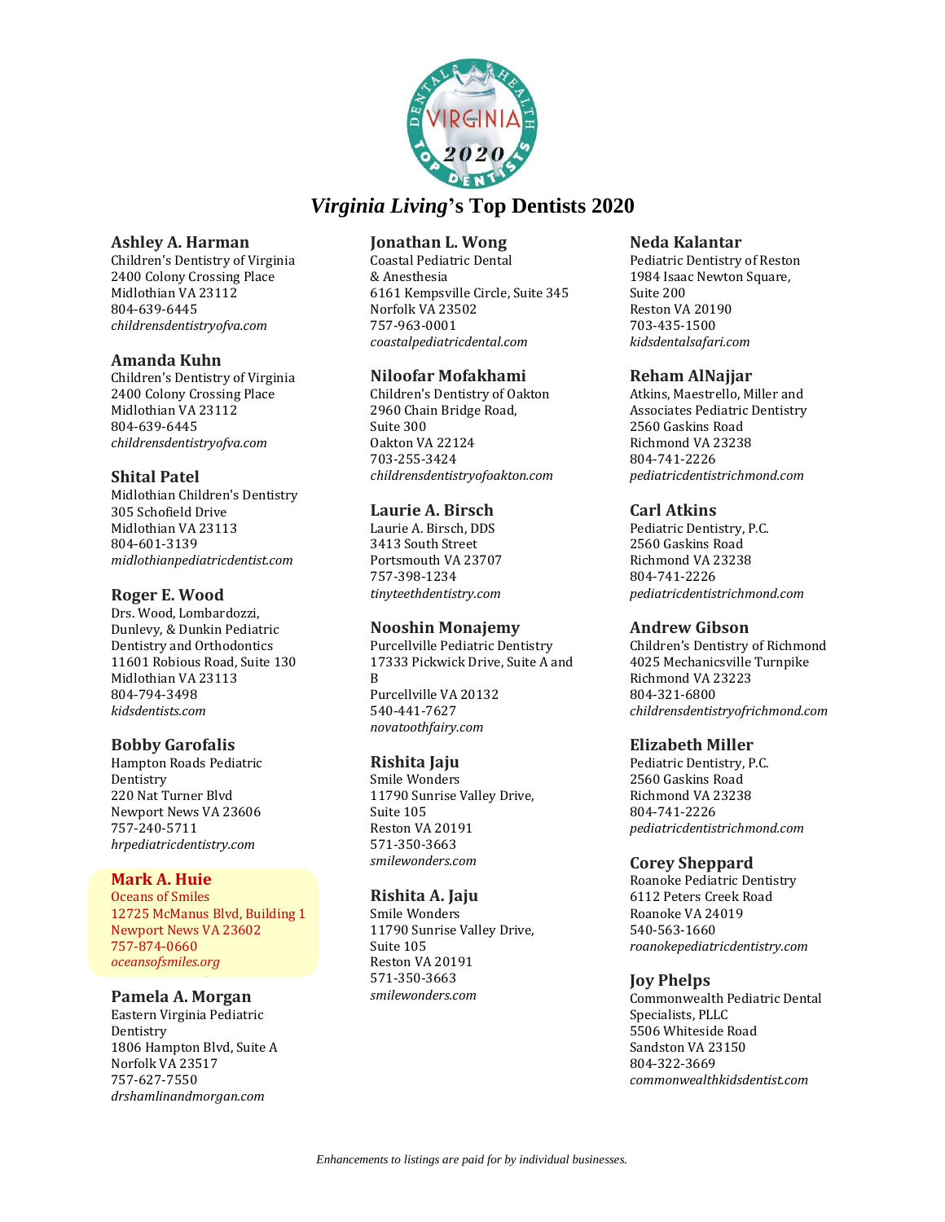# *Virginia Living*'s Top Dentists 2020

### Ashley A. Harman
Children's Dentistry of Virginia
2400 Colony Crossing Place
Midlothian VA 23112
804-639-6445
*childrensdentistryofva.com*

### Amanda Kuhn
Children's Dentistry of Virginia
2400 Colony Crossing Place
Midlothian VA 23112
804-639-6445
*childrensdentistryofva.com*

### Shital Patel
Midlothian Children's Dentistry
305 Schofield Drive
Midlothian VA 23113
804-601-3139
*midlothianpediatricdentist.com*

### Roger E. Wood
Drs. Wood, Lombardozzi, Dunlevy, & Dunkin Pediatric Dentistry and Orthodontics
11601 Robious Road, Suite 130
Midlothian VA 23113
804-794-3498
*kidsdentists.com*

### Bobby Garofalis
Hampton Roads Pediatric Dentistry
220 Nat Turner Blvd
Newport News VA 23606
757-240-5711
*hrpediatricdentistry.com*

### Mark A. Huie
Oceans of Smiles
12725 McManus Blvd, Building 1
Newport News VA 23602
757-874-0660
*oceansofsmiles.org*

### Pamela A. Morgan
Eastern Virginia Pediatric Dentistry
1806 Hampton Blvd, Suite A
Norfolk VA 23517
757-627-7550
*drshamlinandmorgan.com*

### Jonathan L. Wong
Coastal Pediatric Dental & Anesthesia
6161 Kempsville Circle, Suite 345
Norfolk VA 23502
757-963-0001
*coastalpediatricdental.com*

### Niloofar Mofakhami
Children's Dentistry of Oakton
2960 Chain Bridge Road, Suite 300
Oakton VA 22124
703-255-3424
*childrensdentistryofoakton.com*

### Laurie A. Birsch
Laurie A. Birsch, DDS
3413 South Street
Portsmouth VA 23707
757-398-1234
*tinyteethdentistry.com*

### Nooshin Monajemy
Purcellville Pediatric Dentistry
17333 Pickwick Drive, Suite A and B
Purcellville VA 20132
540-441-7627
*novatoothfairy.com*

### Rishita Jaju
Smile Wonders
11790 Sunrise Valley Drive, Suite 105
Reston VA 20191
571-350-3663
*smilewonders.com*

### Rishita A. Jaju
Smile Wonders
11790 Sunrise Valley Drive, Suite 105
Reston VA 20191
571-350-3663
*smilewonders.com*

### Neda Kalantar
Pediatric Dentistry of Reston
1984 Isaac Newton Square, Suite 200
Reston VA 20190
703-435-1500
*kidsdentalsafari.com*

### Reham AlNajjar
Atkins, Maestrello, Miller and Associates Pediatric Dentistry
2560 Gaskins Road
Richmond VA 23238
804-741-2226
*pediatricdentistrichmond.com*

### Carl Atkins
Pediatric Dentistry, P.C.
2560 Gaskins Road
Richmond VA 23238
804-741-2226
*pediatricdentistrichmond.com*

### Andrew Gibson
Children's Dentistry of Richmond
4025 Mechanicsville Turnpike
Richmond VA 23223
804-321-6800
*childrensdentistryofrichmond.com*

### Elizabeth Miller
Pediatric Dentistry, P.C.
2560 Gaskins Road
Richmond VA 23238
804-741-2226
*pediatricdentistrichmond.com*

### Corey Sheppard
Roanoke Pediatric Dentistry
6112 Peters Creek Road
Roanoke VA 24019
540-563-1660
*roanokepediatricdentistry.com*

### Joy Phelps
Commonwealth Pediatric Dental Specialists, PLLC
5506 Whiteside Road
Sandston VA 23150
804-322-3669
*commonwealthkidsdentist.com*

*Enhancements to listings are paid for by individual businesses.*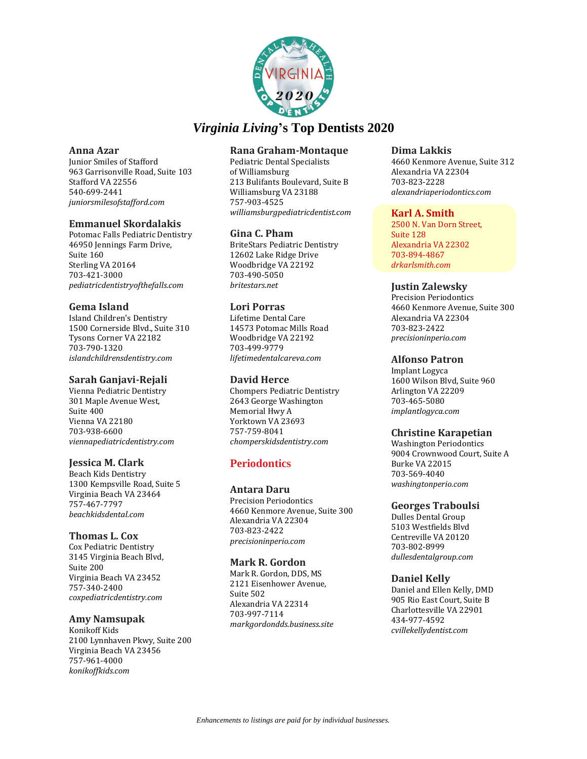# *Virginia Living*'s Top Dentists 2020

### Anna Azar
Junior Smiles of Stafford
963 Garrisonville Road, Suite 103
Stafford VA 22556
540-699-2441
*juniorsmilesofstafford.com*

### Emmanuel Skordalakis
Potomac Falls Pediatric Dentistry
46950 Jennings Farm Drive,
Suite 160
Sterling VA 20164
703-421-3000
*pediatricdentistryofthefalls.com*

### Gema Island
Island Children's Dentistry
1500 Cornerside Blvd., Suite 310
Tysons Corner VA 22182
703-790-1320
*islandchildrensdentistry.com*

### Sarah Ganjavi-Rejali
Vienna Pediatric Dentistry
301 Maple Avenue West,
Suite 400
Vienna VA 22180
703-938-6600
*viennapediatricdentistry.com*

### Jessica M. Clark
Beach Kids Dentistry
1300 Kempsville Road, Suite 5
Virginia Beach VA 23464
757-467-7797
*beachkidsdental.com*

### Thomas L. Cox
Cox Pediatric Dentistry
3145 Virginia Beach Blvd,
Suite 200
Virginia Beach VA 23452
757-340-2400
*coxpediatricdentistry.com*

### Amy Namsupak
Konikoff Kids
2100 Lynnhaven Pkwy, Suite 200
Virginia Beach VA 23456
757-961-4000
*konikoffkids.com*

### Rana Graham-Montaque
Pediatric Dental Specialists
of Williamsburg
213 Bulifants Boulevard, Suite B
Williamsburg VA 23188
757-903-4525
*williamsburgpediatricdentist.com*

### Gina C. Pham
BriteStars Pediatric Dentistry
12602 Lake Ridge Drive
Woodbridge VA 22192
703-490-5050
*britestars.net*

### Lori Porras
Lifetime Dental Care
14573 Potomac Mills Road
Woodbridge VA 22192
703-499-9779
*lifetimedentalcareva.com*

### David Herce
Chompers Pediatric Dentistry
2643 George Washington
Memorial Hwy A
Yorktown VA 23693
757-759-8041
*chomperskidsdentistry.com*

## Periodontics

### Antara Daru
Precision Periodontics
4660 Kenmore Avenue, Suite 300
Alexandria VA 22304
703-823-2422
*precisioninperio.com*

### Mark R. Gordon
Mark R. Gordon, DDS, MS
2121 Eisenhower Avenue,
Suite 502
Alexandria VA 22314
703-997-7114
*markgordondds.business.site*

### Dima Lakkis
4660 Kenmore Avenue, Suite 312
Alexandria VA 22304
703-823-2228
*alexandriaperiodontics.com*

### Karl A. Smith
2500 N. Van Dorn Street,
Suite 128
Alexandria VA 22302
703-894-4867
*drkarlsmith.com*

### Justin Zalewsky
Precision Periodontics
4660 Kenmore Avenue, Suite 300
Alexandria VA 22304
703-823-2422
*precisioninperio.com*

### Alfonso Patron
Implant Logyca
1600 Wilson Blvd, Suite 960
Arlington VA 22209
703-465-5080
*implantlogyca.com*

### Christine Karapetian
Washington Periodontics
9004 Crownwood Court, Suite A
Burke VA 22015
703-569-4040
*washingtonperio.com*

### Georges Traboulsi
Dulles Dental Group
5103 Westfields Blvd
Centreville VA 20120
703-802-8999
*dullesdentalgroup.com*

### Daniel Kelly
Daniel and Ellen Kelly, DMD
905 Rio East Court, Suite B
Charlottesville VA 22901
434-977-4592
*cvillekellydentist.com*

*Enhancements to listings are paid for by individual businesses.*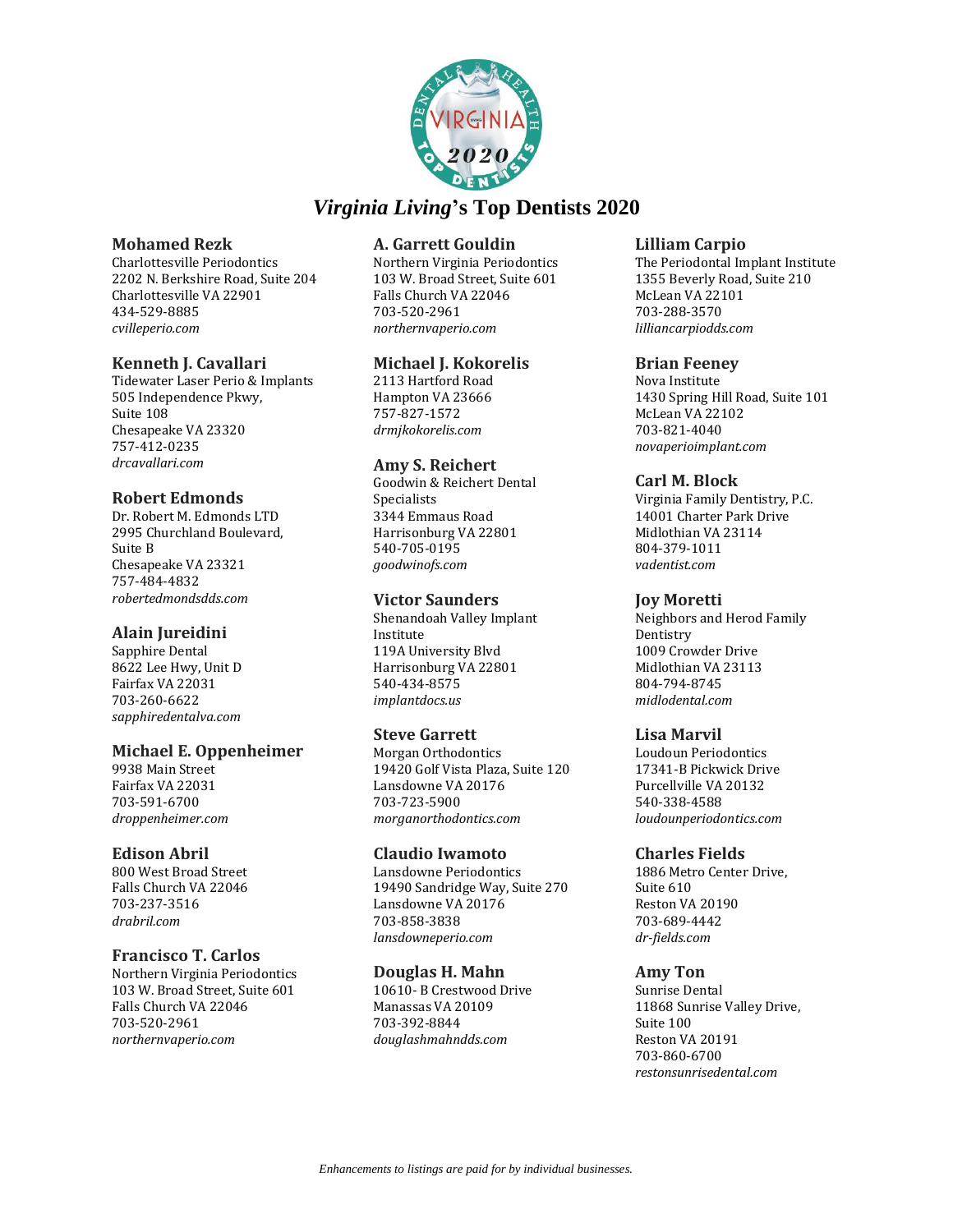# *Virginia Living*'s Top Dentists 2020

### Mohamed Rezk
Charlottesville Periodontics
2202 N. Berkshire Road, Suite 204
Charlottesville VA 22901
434-529-8885
*cvilleperio.com*

### Kenneth J. Cavallari
Tidewater Laser Perio & Implants
505 Independence Pkwy,
Suite 108
Chesapeake VA 23320
757-412-0235
*drcavallari.com*

### Robert Edmonds
Dr. Robert M. Edmonds LTD
2995 Churchland Boulevard,
Suite B
Chesapeake VA 23321
757-484-4832
*robertedmondsdds.com*

### Alain Jureidini
Sapphire Dental
8622 Lee Hwy, Unit D
Fairfax VA 22031
703-260-6622
*sapphiredentalva.com*

### Michael E. Oppenheimer
9938 Main Street
Fairfax VA 22031
703-591-6700
*droppenheimer.com*

### Edison Abril
800 West Broad Street
Falls Church VA 22046
703-237-3516
*drabril.com*

### Francisco T. Carlos
Northern Virginia Periodontics
103 W. Broad Street, Suite 601
Falls Church VA 22046
703-520-2961
*northernvaperio.com*

### A. Garrett Gouldin
Northern Virginia Periodontics
103 W. Broad Street, Suite 601
Falls Church VA 22046
703-520-2961
*northernvaperio.com*

### Michael J. Kokorelis
2113 Hartford Road
Hampton VA 23666
757-827-1572
*drmjkokorelis.com*

### Amy S. Reichert
Goodwin & Reichert Dental
Specialists
3344 Emmaus Road
Harrisonburg VA 22801
540-705-0195
*goodwinofs.com*

### Victor Saunders
Shenandoah Valley Implant
Institute
119A University Blvd
Harrisonburg VA 22801
540-434-8575
*implantdocs.us*

### Steve Garrett
Morgan Orthodontics
19420 Golf Vista Plaza, Suite 120
Lansdowne VA 20176
703-723-5900
*morganorthodontics.com*

### Claudio Iwamoto
Lansdowne Periodontics
19490 Sandridge Way, Suite 270
Lansdowne VA 20176
703-858-3838
*lansdowneperio.com*

### Douglas H. Mahn
10610- B Crestwood Drive
Manassas VA 20109
703-392-8844
*douglashmahndds.com*

### Lilliam Carpio
The Periodontal Implant Institute
1355 Beverly Road, Suite 210
McLean VA 22101
703-288-3570
*lilliancarpiodds.com*

### Brian Feeney
Nova Institute
1430 Spring Hill Road, Suite 101
McLean VA 22102
703-821-4040
*novaperioimplant.com*

### Carl M. Block
Virginia Family Dentistry, P.C.
14001 Charter Park Drive
Midlothian VA 23114
804-379-1011
*vadentist.com*

### Joy Moretti
Neighbors and Herod Family
Dentistry
1009 Crowder Drive
Midlothian VA 23113
804-794-8745
*midlodental.com*

### Lisa Marvil
Loudoun Periodontics
17341-B Pickwick Drive
Purcellville VA 20132
540-338-4588
*loudounperiodontics.com*

### Charles Fields
1886 Metro Center Drive,
Suite 610
Reston VA 20190
703-689-4442
*dr-fields.com*

### Amy Ton
Sunrise Dental
11868 Sunrise Valley Drive,
Suite 100
Reston VA 20191
703-860-6700
*restonsunrisedental.com*

*Enhancements to listings are paid for by individual businesses.*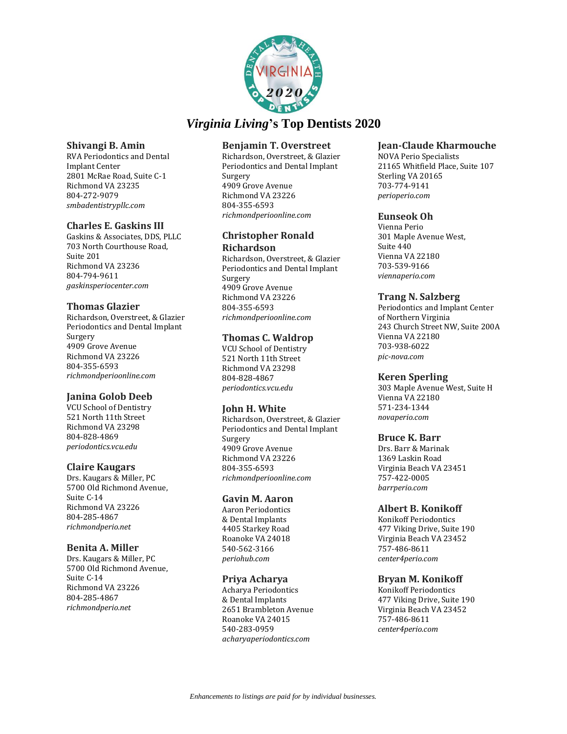# *Virginia Living*'s Top Dentists 2020

### Shivangi B. Amin
RVA Periodontics and Dental Implant Center
2801 McRae Road, Suite C-1
Richmond VA 23235
804-272-9079
*smbadentistrypllc.com*

### Charles E. Gaskins III
Gaskins & Associates, DDS, PLLC
703 North Courthouse Road, Suite 201
Richmond VA 23236
804-794-9611
*gaskinsperiocenter.com*

### Thomas Glazier
Richardson, Overstreet, & Glazier Periodontics and Dental Implant Surgery
4909 Grove Avenue
Richmond VA 23226
804-355-6593
*richmondperioonline.com*

### Janina Golob Deeb
VCU School of Dentistry
521 North 11th Street
Richmond VA 23298
804-828-4869
*periodontics.vcu.edu*

### Claire Kaugars
Drs. Kaugars & Miller, PC
5700 Old Richmond Avenue, Suite C-14
Richmond VA 23226
804-285-4867
*richmondperio.net*

### Benita A. Miller
Drs. Kaugars & Miller, PC
5700 Old Richmond Avenue, Suite C-14
Richmond VA 23226
804-285-4867
*richmondperio.net*

### Benjamin T. Overstreet
Richardson, Overstreet, & Glazier Periodontics and Dental Implant Surgery
4909 Grove Avenue
Richmond VA 23226
804-355-6593
*richmondperioonline.com*

### Christopher Ronald Richardson
Richardson, Overstreet, & Glazier Periodontics and Dental Implant Surgery
4909 Grove Avenue
Richmond VA 23226
804-355-6593
*richmondperioonline.com*

### Thomas C. Waldrop
VCU School of Dentistry
521 North 11th Street
Richmond VA 23298
804-828-4867
*periodontics.vcu.edu*

### John H. White
Richardson, Overstreet, & Glazier Periodontics and Dental Implant Surgery
4909 Grove Avenue
Richmond VA 23226
804-355-6593
*richmondperioonline.com*

### Gavin M. Aaron
Aaron Periodontics & Dental Implants
4405 Starkey Road
Roanoke VA 24018
540-562-3166
*periohub.com*

### Priya Acharya
Acharya Periodontics & Dental Implants
2651 Brambleton Avenue
Roanoke VA 24015
540-283-0959
*acharyaperiodontics.com*

### Jean-Claude Kharmouche
NOVA Perio Specialists
21165 Whitfield Place, Suite 107
Sterling VA 20165
703-774-9141
*perioperio.com*

### Eunseok Oh
Vienna Perio
301 Maple Avenue West, Suite 440
Vienna VA 22180
703-539-9166
*viennaperio.com*

### Trang N. Salzberg
Periodontics and Implant Center of Northern Virginia
243 Church Street NW, Suite 200A
Vienna VA 22180
703-938-6022
*pic-nova.com*

### Keren Sperling
303 Maple Avenue West, Suite H
Vienna VA 22180
571-234-1344
*novaperio.com*

### Bruce K. Barr
Drs. Barr & Marinak
1369 Laskin Road
Virginia Beach VA 23451
757-422-0005
*barrperio.com*

### Albert B. Konikoff
Konikoff Periodontics
477 Viking Drive, Suite 190
Virginia Beach VA 23452
757-486-8611
*center4perio.com*

### Bryan M. Konikoff
Konikoff Periodontics
477 Viking Drive, Suite 190
Virginia Beach VA 23452
757-486-8611
*center4perio.com*

*Enhancements to listings are paid for by individual businesses.*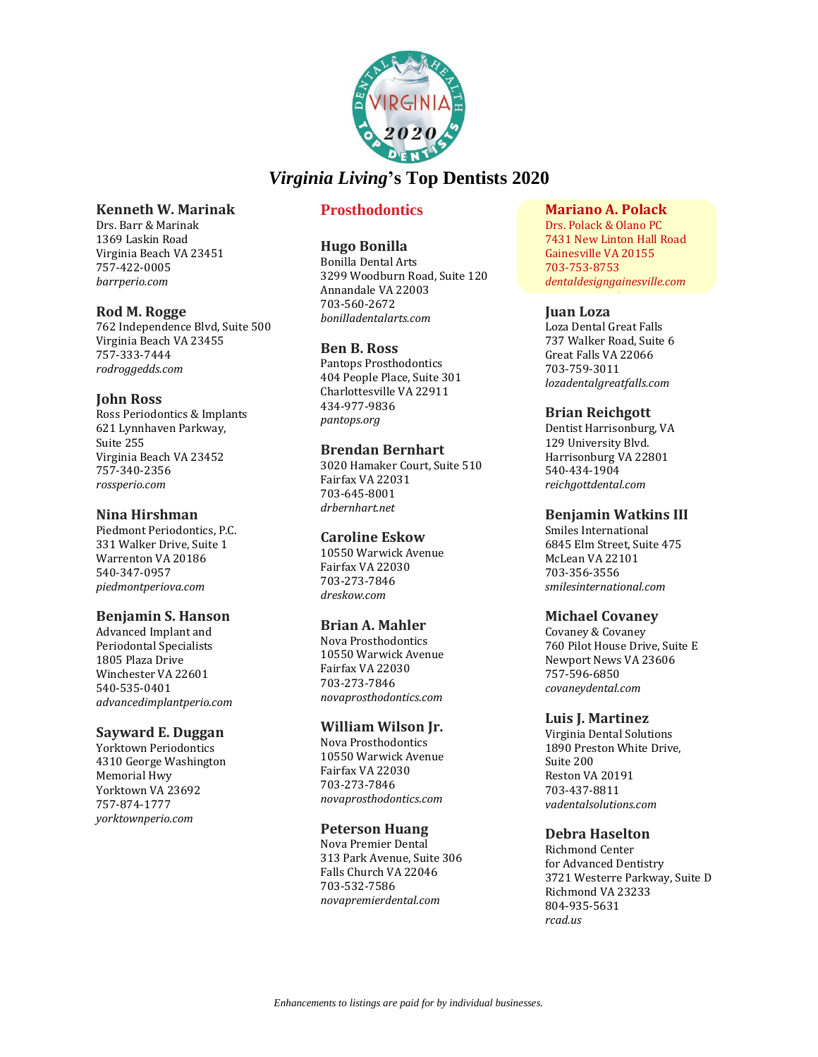# *Virginia Living*'s Top Dentists 2020

### Kenneth W. Marinak
Drs. Barr & Marinak
1369 Laskin Road
Virginia Beach VA 23451
757-422-0005
*barrperio.com*

### Rod M. Rogge
762 Independence Blvd, Suite 500
Virginia Beach VA 23455
757-333-7444
*rodroggedds.com*

### John Ross
Ross Periodontics & Implants
621 Lynnhaven Parkway,
Suite 255
Virginia Beach VA 23452
757-340-2356
*rossperio.com*

### Nina Hirshman
Piedmont Periodontics, P.C.
331 Walker Drive, Suite 1
Warrenton VA 20186
540-347-0957
*piedmontperiova.com*

### Benjamin S. Hanson
Advanced Implant and
Periodontal Specialists
1805 Plaza Drive
Winchester VA 22601
540-535-0401
*advancedimplantperio.com*

### Sayward E. Duggan
Yorktown Periodontics
4310 George Washington
Memorial Hwy
Yorktown VA 23692
757-874-1777
*yorktownperio.com*

## Prosthodontics

### Hugo Bonilla
Bonilla Dental Arts
3299 Woodburn Road, Suite 120
Annandale VA 22003
703-560-2672
*bonilladentalarts.com*

### Ben B. Ross
Pantops Prosthodontics
404 People Place, Suite 301
Charlottesville VA 22911
434-977-9836
*pantops.org*

### Brendan Bernhart
3020 Hamaker Court, Suite 510
Fairfax VA 22031
703-645-8001
*drbernhart.net*

### Caroline Eskow
10550 Warwick Avenue
Fairfax VA 22030
703-273-7846
*dreskow.com*

### Brian A. Mahler
Nova Prosthodontics
10550 Warwick Avenue
Fairfax VA 22030
703-273-7846
*novaprosthodontics.com*

### William Wilson Jr.
Nova Prosthodontics
10550 Warwick Avenue
Fairfax VA 22030
703-273-7846
*novaprosthodontics.com*

### Peterson Huang
Nova Premier Dental
313 Park Avenue, Suite 306
Falls Church VA 22046
703-532-7586
*novapremierdental.com*

### Mariano A. Polack
Drs. Polack & Olano PC
7431 New Linton Hall Road
Gainesville VA 20155
703-753-8753
*dentaldesigngainesville.com*

### Juan Loza
Loza Dental Great Falls
737 Walker Road, Suite 6
Great Falls VA 22066
703-759-3011
*lozadentalgreatfalls.com*

### Brian Reichgott
Dentist Harrisonburg, VA
129 University Blvd.
Harrisonburg VA 22801
540-434-1904
*reichgottdental.com*

### Benjamin Watkins III
Smiles International
6845 Elm Street, Suite 475
McLean VA 22101
703-356-3556
*smilesinternational.com*

### Michael Covaney
Covaney & Covaney
760 Pilot House Drive, Suite E
Newport News VA 23606
757-596-6850
*covaneydental.com*

### Luis J. Martinez
Virginia Dental Solutions
1890 Preston White Drive,
Suite 200
Reston VA 20191
703-437-8811
*vadentalsolutions.com*

### Debra Haselton
Richmond Center
for Advanced Dentistry
3721 Westerre Parkway, Suite D
Richmond VA 23233
804-935-5631
*rcad.us*

*Enhancements to listings are paid for by individual businesses.*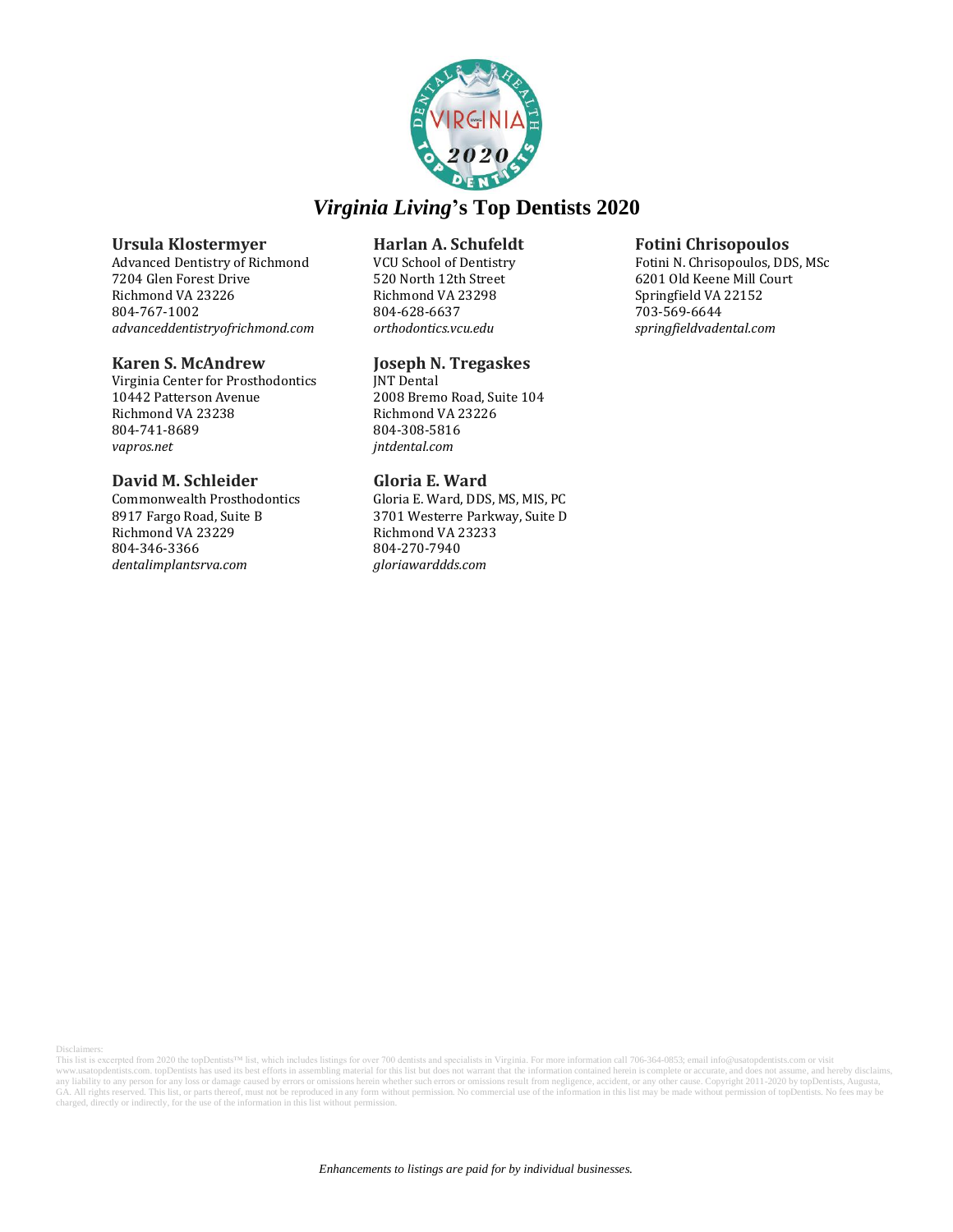# *Virginia Living*'s Top Dentists 2020

### Ursula Klostermyer
Advanced Dentistry of Richmond
7204 Glen Forest Drive
Richmond VA 23226
804-767-1002
*advanceddentistryofrichmond.com*

### Karen S. McAndrew
Virginia Center for Prosthodontics
10442 Patterson Avenue
Richmond VA 23238
804-741-8689
*vapros.net*

### David M. Schleider
Commonwealth Prosthodontics
8917 Fargo Road, Suite B
Richmond VA 23229
804-346-3366
*dentalimplantsrva.com*

### Harlan A. Schufeldt
VCU School of Dentistry
520 North 12th Street
Richmond VA 23298
804-628-6637
*orthodontics.vcu.edu*

### Joseph N. Tregaskes
JNT Dental
2008 Bremo Road, Suite 104
Richmond VA 23226
804-308-5816
*jntdental.com*

### Gloria E. Ward
Gloria E. Ward, DDS, MS, MIS, PC
3701 Westerre Parkway, Suite D
Richmond VA 23233
804-270-7940
*gloriawarddds.com*

### Fotini Chrisopoulos
Fotini N. Chrisopoulos, DDS, MSc
6201 Old Keene Mill Court
Springfield VA 22152
703-569-6644
*springfieldvadental.com*

Disclaimers:
This list is excerpted from 2020 the topDentists™ list, which includes listings for over 700 dentists and specialists in Virginia. For more information call 706-364-0853; email info@usatopdentists.com or visit www.usatopdentists.com. topDentists has used its best efforts in assembling material for this list but does not warrant that the information contained herein is complete or accurate, and does not assume, and hereby disclaims, any liability to any person for any loss or damage caused by errors or omissions herein whether such errors or omissions result from negligence, accident, or any other cause. Copyright 2011-2020 by topDentists, Augusta, GA. All rights reserved. This list, or parts thereof, must not be reproduced in any form without permission. No commercial use of the information in this list may be made without permission of topDentists. No fees may be charged, directly or indirectly, for the use of the information in this list without permission.

*Enhancements to listings are paid for by individual businesses.*